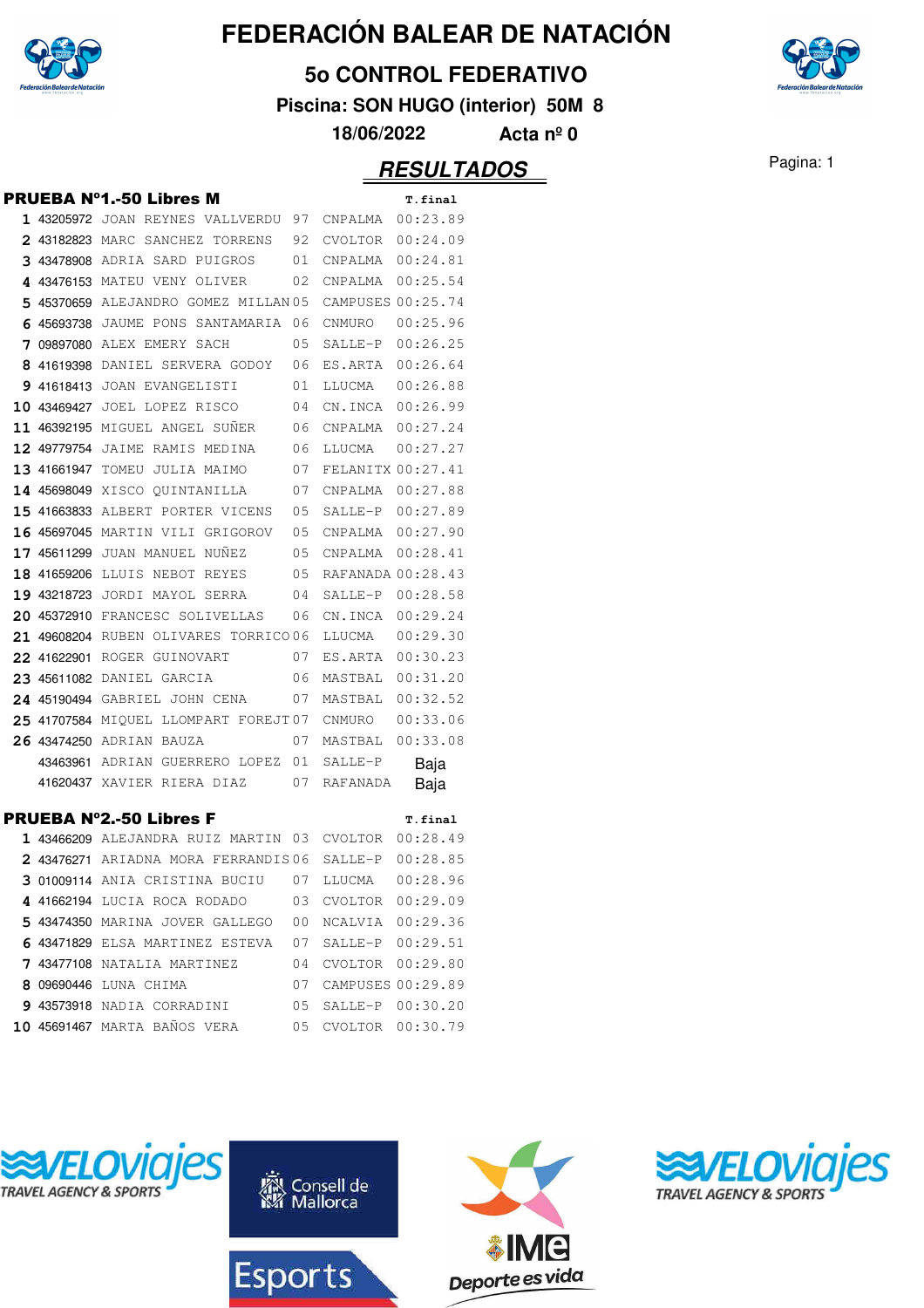# FEDERACIÓN BALEAR DE NATACIÓN

## 5o CONTROL FEDERATIVO

**Piscina: SON HUGO (interior) 50M 8**

**18/06/2022 Acta nº 0**

## RESULTADOS

### PRUEBA Nº1.-50 Libres M

| | Licencia | Nombre | Año | Club | T.final |
|---|---|---|---|---|---|
| 1 | 43205972 | JOAN REYNES VALLVERDU | 97 | CNPALMA | 00:23.89 |
| 2 | 43182823 | MARC SANCHEZ TORRENS | 92 | CVOLTOR | 00:24.09 |
| 3 | 43478908 | ADRIA SARD PUIGROS | 01 | CNPALMA | 00:24.81 |
| 4 | 43476153 | MATEU VENY OLIVER | 02 | CNPALMA | 00:25.54 |
| 5 | 45370659 | ALEJANDRO GOMEZ MILLAN | 05 | CAMPUSES | 00:25.74 |
| 6 | 45693738 | JAUME PONS SANTAMARIA | 06 | CNMURO | 00:25.96 |
| 7 | 09897080 | ALEX EMERY SACH | 05 | SALLE-P | 00:26.25 |
| 8 | 41619398 | DANIEL SERVERA GODOY | 06 | ES.ARTA | 00:26.64 |
| 9 | 41618413 | JOAN EVANGELISTI | 01 | LLUCMA | 00:26.88 |
| 10 | 43469427 | JOEL LOPEZ RISCO | 04 | CN.INCA | 00:26.99 |
| 11 | 46392195 | MIGUEL ANGEL SUÑER | 06 | CNPALMA | 00:27.24 |
| 12 | 49779754 | JAIME RAMIS MEDINA | 06 | LLUCMA | 00:27.27 |
| 13 | 41661947 | TOMEU JULIA MAIMO | 07 | FELANITX | 00:27.41 |
| 14 | 45698049 | XISCO QUINTANILLA | 07 | CNPALMA | 00:27.88 |
| 15 | 41663833 | ALBERT PORTER VICENS | 05 | SALLE-P | 00:27.89 |
| 16 | 45697045 | MARTIN VILI GRIGOROV | 05 | CNPALMA | 00:27.90 |
| 17 | 45611299 | JUAN MANUEL NUÑEZ | 05 | CNPALMA | 00:28.41 |
| 18 | 41659206 | LLUIS NEBOT REYES | 05 | RAFANADA | 00:28.43 |
| 19 | 43218723 | JORDI MAYOL SERRA | 04 | SALLE-P | 00:28.58 |
| 20 | 45372910 | FRANCESC SOLIVELLAS | 06 | CN.INCA | 00:29.24 |
| 21 | 49608204 | RUBEN OLIVARES TORRICO | 06 | LLUCMA | 00:29.30 |
| 22 | 41622901 | ROGER GUINOVART | 07 | ES.ARTA | 00:30.23 |
| 23 | 45611082 | DANIEL GARCIA | 06 | MASTBAL | 00:31.20 |
| 24 | 45190494 | GABRIEL JOHN CENA | 07 | MASTBAL | 00:32.52 |
| 25 | 41707584 | MIQUEL LLOMPART FOREJT | 07 | CNMURO | 00:33.06 |
| 26 | 43474250 | ADRIAN BAUZA | 07 | MASTBAL | 00:33.08 |
| | 43463961 | ADRIAN GUERRERO LOPEZ | 01 | SALLE-P | Baja |
| | 41620437 | XAVIER RIERA DIAZ | 07 | RAFANADA | Baja |

### PRUEBA Nº2.-50 Libres F

| | Licencia | Nombre | Año | Club | T.final |
|---|---|---|---|---|---|
| 1 | 43466209 | ALEJANDRA RUIZ MARTIN | 03 | CVOLTOR | 00:28.49 |
| 2 | 43476271 | ARIADNA MORA FERRANDIS | 06 | SALLE-P | 00:28.85 |
| 3 | 01009114 | ANIA CRISTINA BUCIU | 07 | LLUCMA | 00:28.96 |
| 4 | 41662194 | LUCIA ROCA RODADO | 03 | CVOLTOR | 00:29.09 |
| 5 | 43474350 | MARINA JOVER GALLEGO | 00 | NCALVIA | 00:29.36 |
| 6 | 43471829 | ELSA MARTINEZ ESTEVA | 07 | SALLE-P | 00:29.51 |
| 7 | 43477108 | NATALIA MARTINEZ | 04 | CVOLTOR | 00:29.80 |
| 8 | 09690446 | LUNA CHIMA | 07 | CAMPUSES | 00:29.89 |
| 9 | 43573918 | NADIA CORRADINI | 05 | SALLE-P | 00:30.20 |
| 10 | 45691467 | MARTA BAÑOS VERA | 05 | CVOLTOR | 00:30.79 |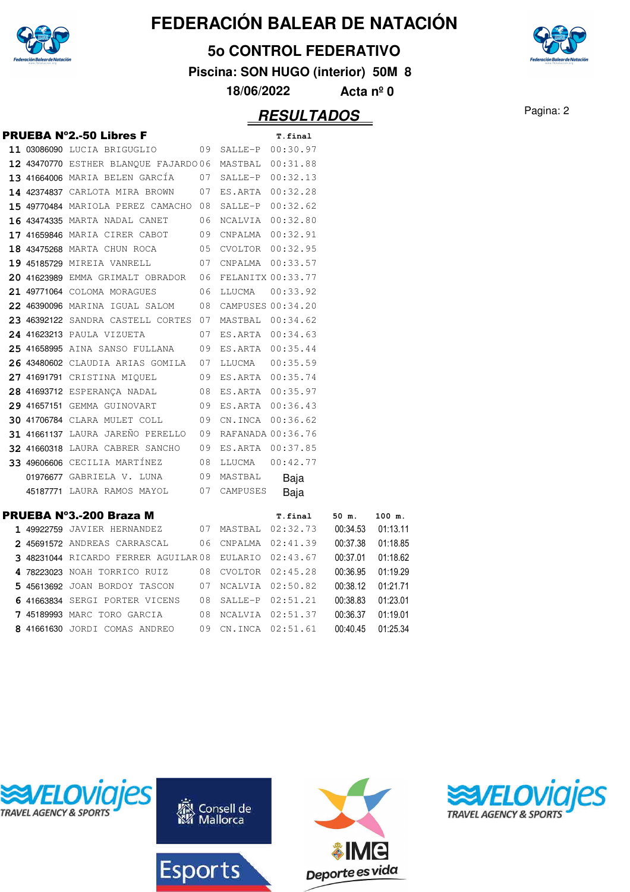# FEDERACIÓN BALEAR DE NATACIÓN

## 5o CONTROL FEDERATIVO

**Piscina: SON HUGO (interior) 50M 8**

**18/06/2022 Acta nº 0**

## RESULTADOS

### PRUEBA Nº2.-50 Libres F

| Pos | Licencia | Nombre | Año | Club | T.final |
|---|---|---|---|---|---|
| 11 | 03086090 | LUCIA BRIGUGLIO | 09 | SALLE-P | 00:30.97 |
| 12 | 43470770 | ESTHER BLANQUE FAJARDO | 06 | MASTBAL | 00:31.88 |
| 13 | 41664006 | MARIA BELEN GARCÍA | 07 | SALLE-P | 00:32.13 |
| 14 | 42374837 | CARLOTA MIRA BROWN | 07 | ES.ARTA | 00:32.28 |
| 15 | 49770484 | MARIOLA PEREZ CAMACHO | 08 | SALLE-P | 00:32.62 |
| 16 | 43474335 | MARTA NADAL CANET | 06 | NCALVIA | 00:32.80 |
| 17 | 41659846 | MARIA CIRER CABOT | 09 | CNPALMA | 00:32.91 |
| 18 | 43475268 | MARTA CHUN ROCA | 05 | CVOLTOR | 00:32.95 |
| 19 | 45185729 | MIREIA VANRELL | 07 | CNPALMA | 00:33.57 |
| 20 | 41623989 | EMMA GRIMALT OBRADOR | 06 | FELANITX | 00:33.77 |
| 21 | 49771064 | COLOMA MORAGUES | 06 | LLUCMA | 00:33.92 |
| 22 | 46390096 | MARINA IGUAL SALOM | 08 | CAMPUSES | 00:34.20 |
| 23 | 46392122 | SANDRA CASTELL CORTES | 07 | MASTBAL | 00:34.62 |
| 24 | 41623213 | PAULA VIZUETA | 07 | ES.ARTA | 00:34.63 |
| 25 | 41658995 | AINA SANSO FULLANA | 09 | ES.ARTA | 00:35.44 |
| 26 | 43480602 | CLAUDIA ARIAS GOMILA | 07 | LLUCMA | 00:35.59 |
| 27 | 41691791 | CRISTINA MIQUEL | 09 | ES.ARTA | 00:35.74 |
| 28 | 41693712 | ESPERANÇA NADAL | 08 | ES.ARTA | 00:35.97 |
| 29 | 41657151 | GEMMA GUINOVART | 09 | ES.ARTA | 00:36.43 |
| 30 | 41706784 | CLARA MULET COLL | 09 | CN.INCA | 00:36.62 |
| 31 | 41661137 | LAURA JAREÑO PERELLO | 09 | RAFANADA | 00:36.76 |
| 32 | 41660318 | LAURA CABRER SANCHO | 09 | ES.ARTA | 00:37.85 |
| 33 | 49606606 | CECILIA MARTÍNEZ | 08 | LLUCMA | 00:42.77 |
| | 01976677 | GABRIELA V. LUNA | 09 | MASTBAL | Baja |
| | 45187771 | LAURA RAMOS MAYOL | 07 | CAMPUSES | Baja |

### PRUEBA Nº3.-200 Braza M

| Pos | Licencia | Nombre | Año | Club | T.final | 50 m. | 100 m. |
|---|---|---|---|---|---|---|---|
| 1 | 49922759 | JAVIER HERNANDEZ | 07 | MASTBAL | 02:32.73 | 00:34.53 | 01:13.11 |
| 2 | 45691572 | ANDREAS CARRASCAL | 06 | CNPALMA | 02:41.39 | 00:37.38 | 01:18.85 |
| 3 | 48231044 | RICARDO FERRER AGUILAR | 08 | EULARIO | 02:43.67 | 00:37.01 | 01:18.62 |
| 4 | 78223023 | NOAH TORRICO RUIZ | 08 | CVOLTOR | 02:45.28 | 00:36.95 | 01:19.29 |
| 5 | 45613692 | JOAN BORDOY TASCON | 07 | NCALVIA | 02:50.82 | 00:38.12 | 01:21.71 |
| 6 | 41663834 | SERGI PORTER VICENS | 08 | SALLE-P | 02:51.21 | 00:38.83 | 01:23.01 |
| 7 | 45189993 | MARC TORO GARCIA | 08 | NCALVIA | 02:51.37 | 00:36.37 | 01:19.01 |
| 8 | 41661630 | JORDI COMAS ANDREO | 09 | CN.INCA | 02:51.61 | 00:40.45 | 01:25.34 |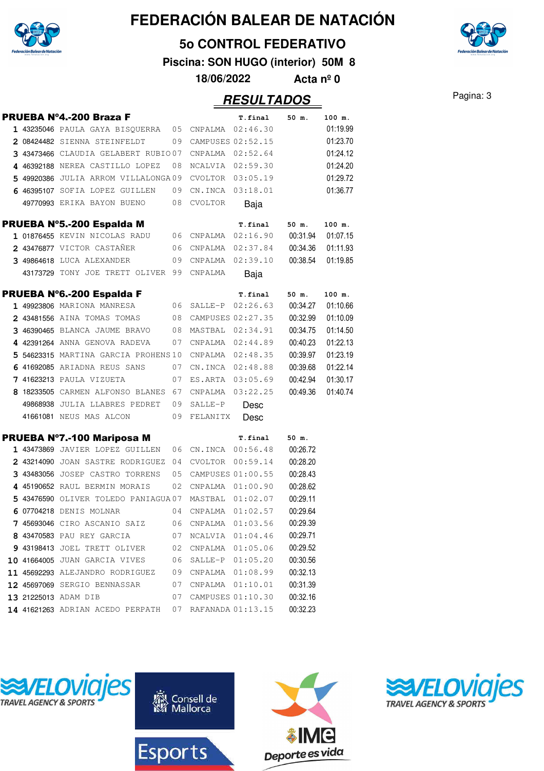# FEDERACIÓN BALEAR DE NATACIÓN

## 5o CONTROL FEDERATIVO

**Piscina: SON HUGO (interior) 50M 8**

**18/06/2022 Acta nº 0**

## RESULTADOS

### PRUEBA Nº4.-200 Braza F

| | | | | | T.final | 50 m. | 100 m. |
|---|---|---|---|---|---|---|---|
| 1 | 43235046 | PAULA GAYA BISQUERRA | 05 | CNPALMA | 02:46.30 | | 01:19.99 |
| 2 | 08424482 | SIENNA STEINFELDT | 09 | CAMPUSES | 02:52.15 | | 01:23.70 |
| 3 | 43473466 | CLAUDIA GELABERT RUBIO | 07 | CNPALMA | 02:52.64 | | 01:24.12 |
| 4 | 46392188 | NEREA CASTILLO LOPEZ | 08 | NCALVIA | 02:59.30 | | 01:24.20 |
| 5 | 49920386 | JULIA ARROM VILLALONGA | 09 | CVOLTOR | 03:05.19 | | 01:29.72 |
| 6 | 46395107 | SOFIA LOPEZ GUILLEN | 09 | CN.INCA | 03:18.01 | | 01:36.77 |
| | 49770993 | ERIKA BAYON BUENO | 08 | CVOLTOR | Baja | | |

### PRUEBA Nº5.-200 Espalda M

| | | | | | T.final | 50 m. | 100 m. |
|---|---|---|---|---|---|---|---|
| 1 | 01876455 | KEVIN NICOLAS RADU | 06 | CNPALMA | 02:16.90 | 00:31.94 | 01:07.15 |
| 2 | 43476877 | VICTOR CASTAÑER | 06 | CNPALMA | 02:37.84 | 00:34.36 | 01:11.93 |
| 3 | 49864618 | LUCA ALEXANDER | 09 | CNPALMA | 02:39.10 | 00:38.54 | 01:19.85 |
| | 43173729 | TONY JOE TRETT OLIVER | 99 | CNPALMA | Baja | | |

### PRUEBA Nº6.-200 Espalda F

| | | | | | T.final | 50 m. | 100 m. |
|---|---|---|---|---|---|---|---|
| 1 | 49923806 | MARIONA MANRESA | 06 | SALLE-P | 02:26.63 | 00:34.27 | 01:10.66 |
| 2 | 43481556 | AINA TOMAS TOMAS | 08 | CAMPUSES | 02:27.35 | 00:32.99 | 01:10.09 |
| 3 | 46390465 | BLANCA JAUME BRAVO | 08 | MASTBAL | 02:34.91 | 00:34.75 | 01:14.50 |
| 4 | 42391264 | ANNA GENOVA RADEVA | 07 | CNPALMA | 02:44.89 | 00:40.23 | 01:22.13 |
| 5 | 54623315 | MARTINA GARCIA PROHENS | 10 | CNPALMA | 02:48.35 | 00:39.97 | 01:23.19 |
| 6 | 41692085 | ARIADNA REUS SANS | 07 | CN.INCA | 02:48.88 | 00:39.68 | 01:22.14 |
| 7 | 41623213 | PAULA VIZUETA | 07 | ES.ARTA | 03:05.69 | 00:42.94 | 01:30.17 |
| 8 | 18233505 | CARMEN ALFONSO BLANES | 67 | CNPALMA | 03:22.25 | 00:49.36 | 01:40.74 |
| | 49868938 | JULIA LLABRES PEDRET | 09 | SALLE-P | Desc | | |
| | 41661081 | NEUS MAS ALCON | 09 | FELANITX | Desc | | |

### PRUEBA Nº7.-100 Mariposa M

| | | | | | T.final | 50 m. |
|---|---|---|---|---|---|---|
| 1 | 43473869 | JAVIER LOPEZ GUILLEN | 06 | CN.INCA | 00:56.48 | 00:26.72 |
| 2 | 43214090 | JOAN SASTRE RODRIGUEZ | 04 | CVOLTOR | 00:59.14 | 00:28.20 |
| 3 | 43483056 | JOSEP CASTRO TORRENS | 05 | CAMPUSES | 01:00.55 | 00:28.43 |
| 4 | 45190652 | RAUL BERMIN MORAIS | 02 | CNPALMA | 01:00.90 | 00:28.62 |
| 5 | 43476590 | OLIVER TOLEDO PANIAGUA | 07 | MASTBAL | 01:02.07 | 00:29.11 |
| 6 | 07704218 | DENIS MOLNAR | 04 | CNPALMA | 01:02.57 | 00:29.64 |
| 7 | 45693046 | CIRO ASCANIO SAIZ | 06 | CNPALMA | 01:03.56 | 00:29.39 |
| 8 | 43470583 | PAU REY GARCIA | 07 | NCALVIA | 01:04.46 | 00:29.71 |
| 9 | 43198413 | JOEL TRETT OLIVER | 02 | CNPALMA | 01:05.06 | 00:29.52 |
| 10 | 41664005 | JUAN GARCIA VIVES | 06 | SALLE-P | 01:05.20 | 00:30.56 |
| 11 | 45692293 | ALEJANDRO RODRIGUEZ | 09 | CNPALMA | 01:08.99 | 00:32.13 |
| 12 | 45697069 | SERGIO BENNASSAR | 07 | CNPALMA | 01:10.01 | 00:31.39 |
| 13 | 21225013 | ADAM DIB | 07 | CAMPUSES | 01:10.30 | 00:32.16 |
| 14 | 41621263 | ADRIAN ACEDO PERPATH | 07 | RAFANADA | 01:13.15 | 00:32.23 |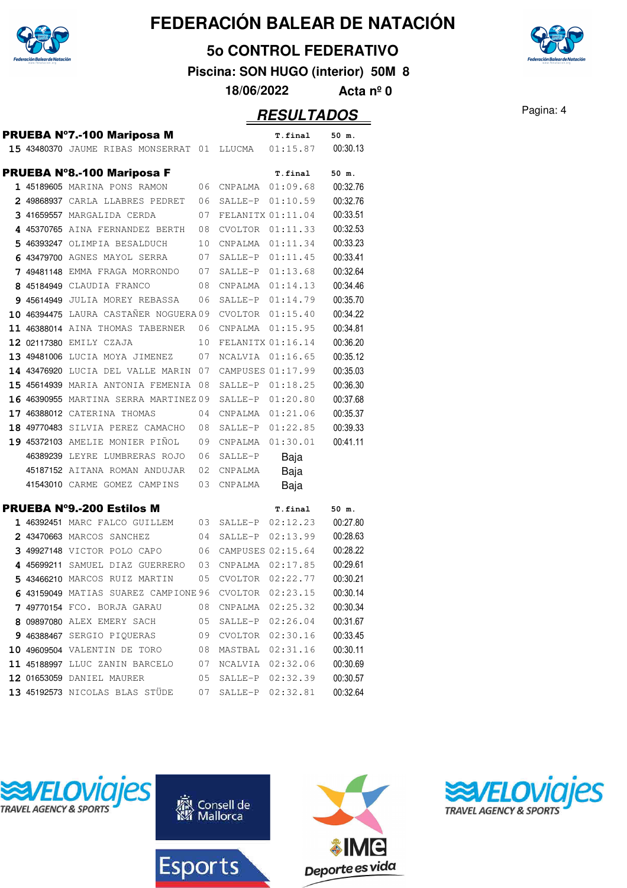# FEDERACIÓN BALEAR DE NATACIÓN

## 5o CONTROL FEDERATIVO

**Piscina: SON HUGO (interior) 50M 8**

**18/06/2022 Acta nº 0**

## RESULTADOS

### PRUEBA Nº7.-100 Mariposa M

| | Licencia | Nombre | Año | Club | T.final | 50 m. |
|---|---|---|---|---|---|---|
| 15 | 43480370 | JAUME RIBAS MONSERRAT | 01 | LLUCMA | 01:15.87 | 00:30.13 |

### PRUEBA Nº8.-100 Mariposa F

| | Licencia | Nombre | Año | Club | T.final | 50 m. |
|---|---|---|---|---|---|---|
| 1 | 45189605 | MARINA PONS RAMON | 06 | CNPALMA | 01:09.68 | 00:32.76 |
| 2 | 49868937 | CARLA LLABRES PEDRET | 06 | SALLE-P | 01:10.59 | 00:32.76 |
| 3 | 41659557 | MARGALIDA CERDA | 07 | FELANITX | 01:11.04 | 00:33.51 |
| 4 | 45370765 | AINA FERNANDEZ BERTH | 08 | CVOLTOR | 01:11.33 | 00:32.53 |
| 5 | 46393247 | OLIMPIA BESALDUCH | 10 | CNPALMA | 01:11.34 | 00:33.23 |
| 6 | 43479700 | AGNES MAYOL SERRA | 07 | SALLE-P | 01:11.45 | 00:33.41 |
| 7 | 49481148 | EMMA FRAGA MORRONDO | 07 | SALLE-P | 01:13.68 | 00:32.64 |
| 8 | 45184949 | CLAUDIA FRANCO | 08 | CNPALMA | 01:14.13 | 00:34.46 |
| 9 | 45614949 | JULIA MOREY REBASSA | 06 | SALLE-P | 01:14.79 | 00:35.70 |
| 10 | 46394475 | LAURA CASTAÑER NOGUERA | 09 | CVOLTOR | 01:15.40 | 00:34.22 |
| 11 | 46388014 | AINA THOMAS TABERNER | 06 | CNPALMA | 01:15.95 | 00:34.81 |
| 12 | 02117380 | EMILY CZAJA | 10 | FELANITX | 01:16.14 | 00:36.20 |
| 13 | 49481006 | LUCIA MOYA JIMENEZ | 07 | NCALVIA | 01:16.65 | 00:35.12 |
| 14 | 43476920 | LUCIA DEL VALLE MARIN | 07 | CAMPUSES | 01:17.99 | 00:35.03 |
| 15 | 45614939 | MARIA ANTONIA FEMENIA | 08 | SALLE-P | 01:18.25 | 00:36.30 |
| 16 | 46390955 | MARTINA SERRA MARTINEZ | 09 | SALLE-P | 01:20.80 | 00:37.68 |
| 17 | 46388012 | CATERINA THOMAS | 04 | CNPALMA | 01:21.06 | 00:35.37 |
| 18 | 49770483 | SILVIA PEREZ CAMACHO | 08 | SALLE-P | 01:22.85 | 00:39.33 |
| 19 | 45372103 | AMELIE MONIER PIÑOL | 09 | CNPALMA | 01:30.01 | 00:41.11 |
| | 46389239 | LEYRE LUMBRERAS ROJO | 06 | SALLE-P | Baja | |
| | 45187152 | AITANA ROMAN ANDUJAR | 02 | CNPALMA | Baja | |
| | 41543010 | CARME GOMEZ CAMPINS | 03 | CNPALMA | Baja | |

### PRUEBA Nº9.-200 Estilos M

| | Licencia | Nombre | Año | Club | T.final | 50 m. |
|---|---|---|---|---|---|---|
| 1 | 46392451 | MARC FALCO GUILLEM | 03 | SALLE-P | 02:12.23 | 00:27.80 |
| 2 | 43470663 | MARCOS SANCHEZ | 04 | SALLE-P | 02:13.99 | 00:28.63 |
| 3 | 49927148 | VICTOR POLO CAPO | 06 | CAMPUSES | 02:15.64 | 00:28.22 |
| 4 | 45699211 | SAMUEL DIAZ GUERRERO | 03 | CNPALMA | 02:17.85 | 00:29.61 |
| 5 | 43466210 | MARCOS RUIZ MARTIN | 05 | CVOLTOR | 02:22.77 | 00:30.21 |
| 6 | 43159049 | MATIAS SUAREZ CAMPIONE | 96 | CVOLTOR | 02:23.15 | 00:30.14 |
| 7 | 49770154 | FCO. BORJA GARAU | 08 | CNPALMA | 02:25.32 | 00:30.34 |
| 8 | 09897080 | ALEX EMERY SACH | 05 | SALLE-P | 02:26.04 | 00:31.67 |
| 9 | 46388467 | SERGIO PIQUERAS | 09 | CVOLTOR | 02:30.16 | 00:33.45 |
| 10 | 49609504 | VALENTIN DE TORO | 08 | MASTBAL | 02:31.16 | 00:30.11 |
| 11 | 45188997 | LLUC ZANIN BARCELO | 07 | NCALVIA | 02:32.06 | 00:30.69 |
| 12 | 01653059 | DANIEL MAURER | 05 | SALLE-P | 02:32.39 | 00:30.57 |
| 13 | 45192573 | NICOLAS BLAS STÜDE | 07 | SALLE-P | 02:32.81 | 00:32.64 |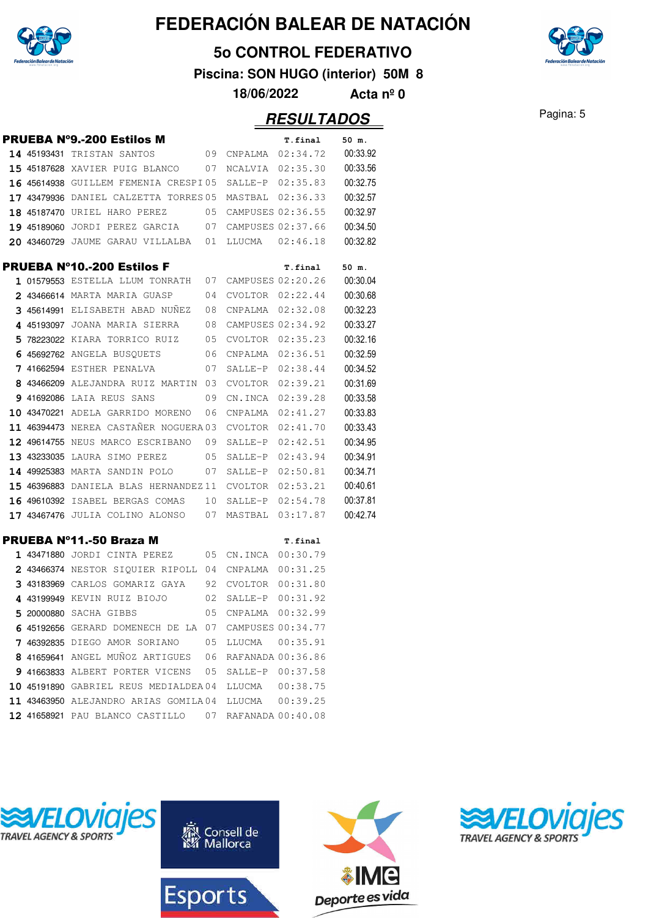# FEDERACIÓN BALEAR DE NATACIÓN

## 5o CONTROL FEDERATIVO

**Piscina: SON HUGO (interior) 50M 8**

**18/06/2022 Acta nº 0**

## RESULTADOS

### PRUEBA Nº9.-200 Estilos M

| Pos | Licencia | Nombre | Año | Club | T.final | 50 m. |
|---|---|---|---|---|---|---|
| 14 | 45193431 | TRISTAN SANTOS | 09 | CNPALMA | 02:34.72 | 00:33.92 |
| 15 | 45187628 | XAVIER PUIG BLANCO | 07 | NCALVIA | 02:35.30 | 00:33.56 |
| 16 | 45614938 | GUILLEM FEMENIA CRESPI | 05 | SALLE-P | 02:35.83 | 00:32.75 |
| 17 | 43479936 | DANIEL CALZETTA TORRES | 05 | MASTBAL | 02:36.33 | 00:32.57 |
| 18 | 45187470 | URIEL HARO PEREZ | 05 | CAMPUSES | 02:36.55 | 00:32.97 |
| 19 | 45189060 | JORDI PEREZ GARCIA | 07 | CAMPUSES | 02:37.66 | 00:34.50 |
| 20 | 43460729 | JAUME GARAU VILLALBA | 01 | LLUCMA | 02:46.18 | 00:32.82 |

### PRUEBA Nº10.-200 Estilos F

| Pos | Licencia | Nombre | Año | Club | T.final | 50 m. |
|---|---|---|---|---|---|---|
| 1 | 01579553 | ESTELLA LLUM TONRATH | 07 | CAMPUSES | 02:20.26 | 00:30.04 |
| 2 | 43466614 | MARTA MARIA GUASP | 04 | CVOLTOR | 02:22.44 | 00:30.68 |
| 3 | 45614991 | ELISABETH ABAD NUÑEZ | 08 | CNPALMA | 02:32.08 | 00:32.23 |
| 4 | 45193097 | JOANA MARIA SIERRA | 08 | CAMPUSES | 02:34.92 | 00:33.27 |
| 5 | 78223022 | KIARA TORRICO RUIZ | 05 | CVOLTOR | 02:35.23 | 00:32.16 |
| 6 | 45692762 | ANGELA BUSQUETS | 06 | CNPALMA | 02:36.51 | 00:32.59 |
| 7 | 41662594 | ESTHER PENALVA | 07 | SALLE-P | 02:38.44 | 00:34.52 |
| 8 | 43466209 | ALEJANDRA RUIZ MARTIN | 03 | CVOLTOR | 02:39.21 | 00:31.69 |
| 9 | 41692086 | LAIA REUS SANS | 09 | CN.INCA | 02:39.28 | 00:33.58 |
| 10 | 43470221 | ADELA GARRIDO MORENO | 06 | CNPALMA | 02:41.27 | 00:33.83 |
| 11 | 46394473 | NEREA CASTAÑER NOGUERA | 03 | CVOLTOR | 02:41.70 | 00:33.43 |
| 12 | 49614755 | NEUS MARCO ESCRIBANO | 09 | SALLE-P | 02:42.51 | 00:34.95 |
| 13 | 43233035 | LAURA SIMO PEREZ | 05 | SALLE-P | 02:43.94 | 00:34.91 |
| 14 | 49925383 | MARTA SANDIN POLO | 07 | SALLE-P | 02:50.81 | 00:34.71 |
| 15 | 46396883 | DANIELA BLAS HERNANDEZ | 11 | CVOLTOR | 02:53.21 | 00:40.61 |
| 16 | 49610392 | ISABEL BERGAS COMAS | 10 | SALLE-P | 02:54.78 | 00:37.81 |
| 17 | 43467476 | JULIA COLINO ALONSO | 07 | MASTBAL | 03:17.87 | 00:42.74 |

### PRUEBA Nº11.-50 Braza M

| Pos | Licencia | Nombre | Año | Club | T.final |
|---|---|---|---|---|---|
| 1 | 43471880 | JORDI CINTA PEREZ | 05 | CN.INCA | 00:30.79 |
| 2 | 43466374 | NESTOR SIQUIER RIPOLL | 04 | CNPALMA | 00:31.25 |
| 3 | 43183969 | CARLOS GOMARIZ GAYA | 92 | CVOLTOR | 00:31.80 |
| 4 | 43199949 | KEVIN RUIZ BIOJO | 02 | SALLE-P | 00:31.92 |
| 5 | 20000880 | SACHA GIBBS | 05 | CNPALMA | 00:32.99 |
| 6 | 45192656 | GERARD DOMENECH DE LA | 07 | CAMPUSES | 00:34.77 |
| 7 | 46392835 | DIEGO AMOR SORIANO | 05 | LLUCMA | 00:35.91 |
| 8 | 41659641 | ANGEL MUÑOZ ARTIGUES | 06 | RAFANADA | 00:36.86 |
| 9 | 41663833 | ALBERT PORTER VICENS | 05 | SALLE-P | 00:37.58 |
| 10 | 45191890 | GABRIEL REUS MEDIALDEA | 04 | LLUCMA | 00:38.75 |
| 11 | 43463950 | ALEJANDRO ARIAS GOMILA | 04 | LLUCMA | 00:39.25 |
| 12 | 41658921 | PAU BLANCO CASTILLO | 07 | RAFANADA | 00:40.08 |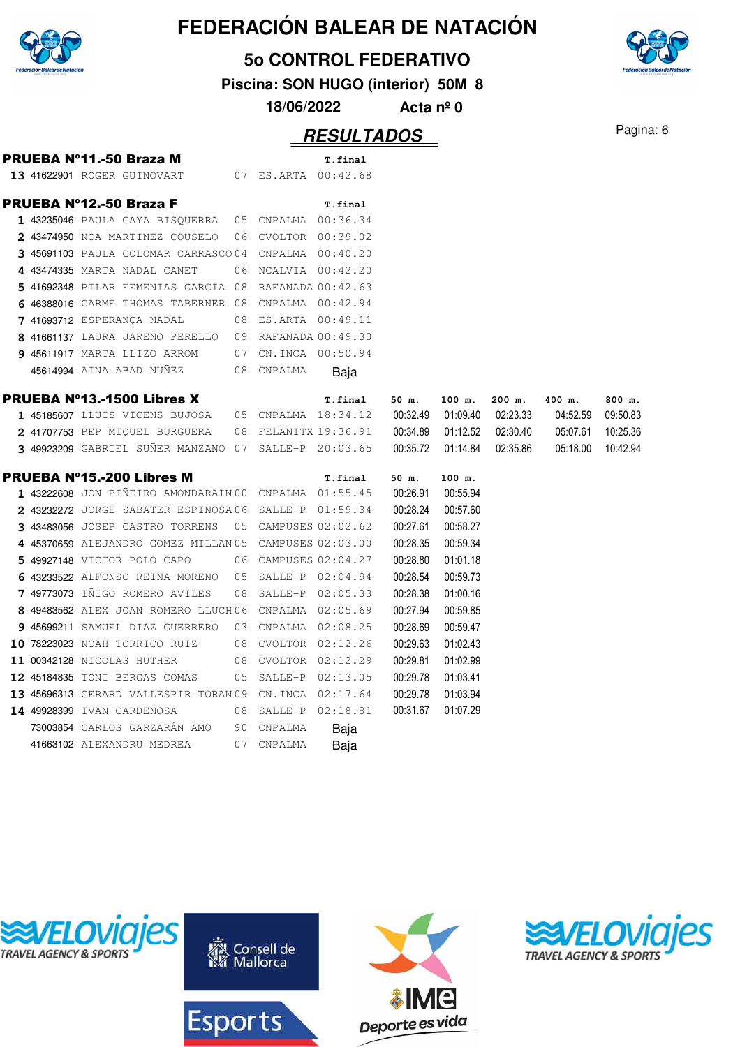# FEDERACIÓN BALEAR DE NATACIÓN

## 5o CONTROL FEDERATIVO

**Piscina: SON HUGO (interior) 50M 8**

**18/06/2022 Acta nº 0**

## RESULTADOS

### PRUEBA Nº11.-50 Braza M

| Pos | Licencia | Nombre | Año | Club | T.final |
|---|---|---|---|---|---|
| 13 | 41622901 | ROGER GUINOVART | 07 | ES.ARTA | 00:42.68 |

### PRUEBA Nº12.-50 Braza F

| Pos | Licencia | Nombre | Año | Club | T.final |
|---|---|---|---|---|---|
| 1 | 43235046 | PAULA GAYA BISQUERRA | 05 | CNPALMA | 00:36.34 |
| 2 | 43474950 | NOA MARTINEZ COUSELO | 06 | CVOLTOR | 00:39.02 |
| 3 | 45691103 | PAULA COLOMAR CARRASCO | 04 | CNPALMA | 00:40.20 |
| 4 | 43474335 | MARTA NADAL CANET | 06 | NCALVIA | 00:42.20 |
| 5 | 41692348 | PILAR FEMENIAS GARCIA | 08 | RAFANADA | 00:42.63 |
| 6 | 46388016 | CARME THOMAS TABERNER | 08 | CNPALMA | 00:42.94 |
| 7 | 41693712 | ESPERANÇA NADAL | 08 | ES.ARTA | 00:49.11 |
| 8 | 41661137 | LAURA JAREÑO PERELLO | 09 | RAFANADA | 00:49.30 |
| 9 | 45611917 | MARTA LLIZO ARROM | 07 | CN.INCA | 00:50.94 |
| | 45614994 | AINA ABAD NUÑEZ | 08 | CNPALMA | Baja |

### PRUEBA Nº13.-1500 Libres X

| Pos | Licencia | Nombre | Año | Club | T.final | 50 m. | 100 m. | 200 m. | 400 m. | 800 m. |
|---|---|---|---|---|---|---|---|---|---|---|
| 1 | 45185607 | LLUIS VICENS BUJOSA | 05 | CNPALMA | 18:34.12 | 00:32.49 | 01:09.40 | 02:23.33 | 04:52.59 | 09:50.83 |
| 2 | 41707753 | PEP MIQUEL BURGUERA | 08 | FELANITX | 19:36.91 | 00:34.89 | 01:12.52 | 02:30.40 | 05:07.61 | 10:25.36 |
| 3 | 49923209 | GABRIEL SUÑER MANZANO | 07 | SALLE-P | 20:03.65 | 00:35.72 | 01:14.84 | 02:35.86 | 05:18.00 | 10:42.94 |

### PRUEBA Nº15.-200 Libres M

| Pos | Licencia | Nombre | Año | Club | T.final | 50 m. | 100 m. |
|---|---|---|---|---|---|---|---|
| 1 | 43222608 | JON PIÑEIRO AMONDARAIN | 00 | CNPALMA | 01:55.45 | 00:26.91 | 00:55.94 |
| 2 | 43232272 | JORGE SABATER ESPINOSA | 06 | SALLE-P | 01:59.34 | 00:28.24 | 00:57.60 |
| 3 | 43483056 | JOSEP CASTRO TORRENS | 05 | CAMPUSES | 02:02.62 | 00:27.61 | 00:58.27 |
| 4 | 45370659 | ALEJANDRO GOMEZ MILLAN | 05 | CAMPUSES | 02:03.00 | 00:28.35 | 00:59.34 |
| 5 | 49927148 | VICTOR POLO CAPO | 06 | CAMPUSES | 02:04.27 | 00:28.80 | 01:01.18 |
| 6 | 43233522 | ALFONSO REINA MORENO | 05 | SALLE-P | 02:04.94 | 00:28.54 | 00:59.73 |
| 7 | 49773073 | IÑIGO ROMERO AVILES | 08 | SALLE-P | 02:05.33 | 00:28.38 | 01:00.16 |
| 8 | 49483562 | ALEX JOAN ROMERO LLUCH | 06 | CNPALMA | 02:05.69 | 00:27.94 | 00:59.85 |
| 9 | 45699211 | SAMUEL DIAZ GUERRERO | 03 | CNPALMA | 02:08.25 | 00:28.69 | 00:59.47 |
| 10 | 78223023 | NOAH TORRICO RUIZ | 08 | CVOLTOR | 02:12.26 | 00:29.63 | 01:02.43 |
| 11 | 00342128 | NICOLAS HUTHER | 08 | CVOLTOR | 02:12.29 | 00:29.81 | 01:02.99 |
| 12 | 45184835 | TONI BERGAS COMAS | 05 | SALLE-P | 02:13.05 | 00:29.78 | 01:03.41 |
| 13 | 45696313 | GERARD VALLESPIR TORAN | 09 | CN.INCA | 02:17.64 | 00:29.78 | 01:03.94 |
| 14 | 49928399 | IVAN CARDEÑOSA | 08 | SALLE-P | 02:18.81 | 00:31.67 | 01:07.29 |
| | 73003854 | CARLOS GARZARÁN AMO | 90 | CNPALMA | Baja | | |
| | 41663102 | ALEXANDRU MEDREA | 07 | CNPALMA | Baja | | |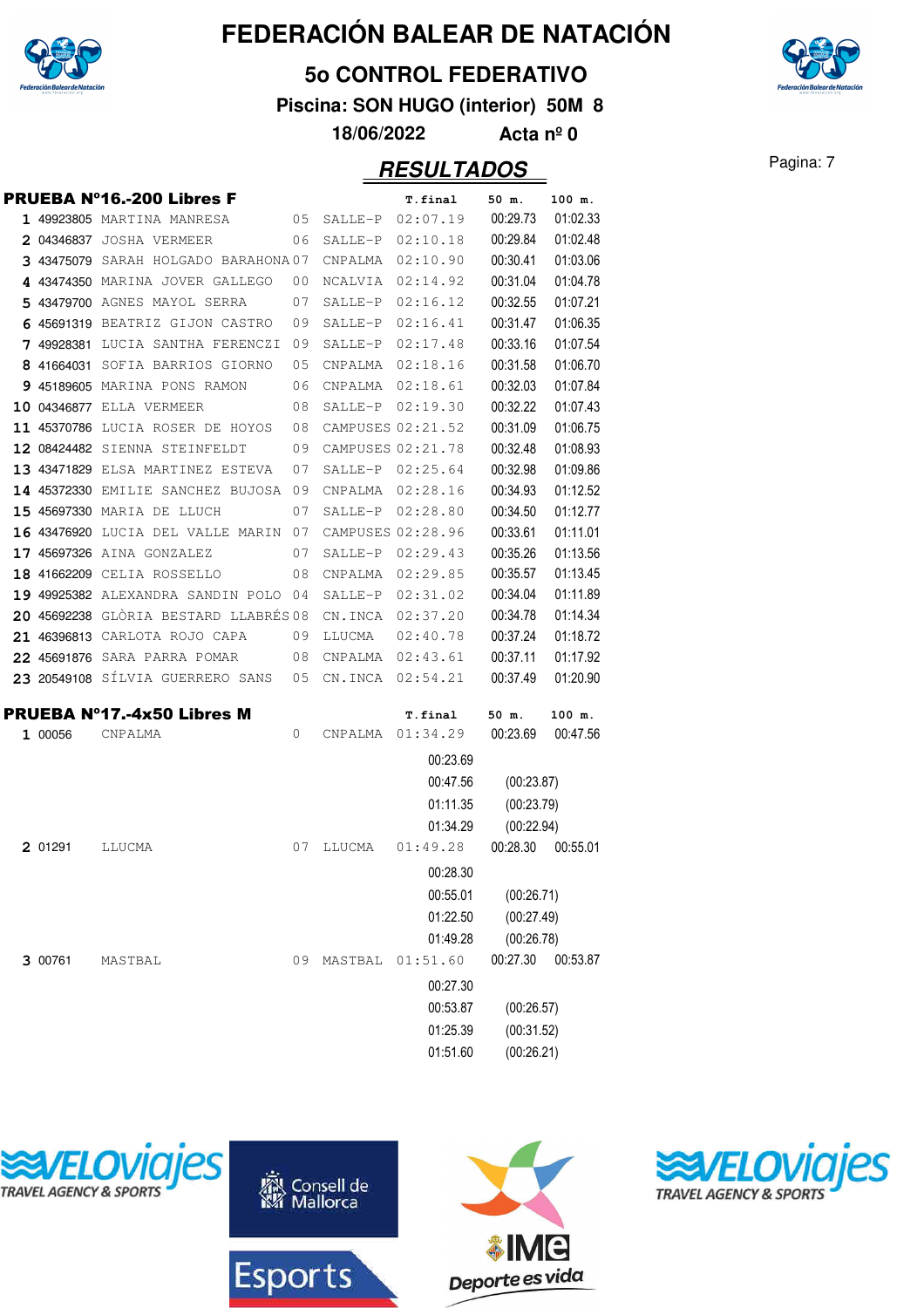# FEDERACIÓN BALEAR DE NATACIÓN

## 5o CONTROL FEDERATIVO

**Piscina: SON HUGO (interior) 50M 8**

**18/06/2022 Acta nº 0**

## RESULTADOS

### PRUEBA Nº16.-200 Libres F

| | | | | | T.final | 50 m. | 100 m. |
|---|---|---|---|---|---|---|---|
| 1 | 49923805 | MARTINA MANRESA | 05 | SALLE-P | 02:07.19 | 00:29.73 | 01:02.33 |
| 2 | 04346837 | JOSHA VERMEER | 06 | SALLE-P | 02:10.18 | 00:29.84 | 01:02.48 |
| 3 | 43475079 | SARAH HOLGADO BARAHONA | 07 | CNPALMA | 02:10.90 | 00:30.41 | 01:03.06 |
| 4 | 43474350 | MARINA JOVER GALLEGO | 00 | NCALVIA | 02:14.92 | 00:31.04 | 01:04.78 |
| 5 | 43479700 | AGNES MAYOL SERRA | 07 | SALLE-P | 02:16.12 | 00:32.55 | 01:07.21 |
| 6 | 45691319 | BEATRIZ GIJON CASTRO | 09 | SALLE-P | 02:16.41 | 00:31.47 | 01:06.35 |
| 7 | 49928381 | LUCIA SANTHA FERENCZI | 09 | SALLE-P | 02:17.48 | 00:33.16 | 01:07.54 |
| 8 | 41664031 | SOFIA BARRIOS GIORNO | 05 | CNPALMA | 02:18.16 | 00:31.58 | 01:06.70 |
| 9 | 45189605 | MARINA PONS RAMON | 06 | CNPALMA | 02:18.61 | 00:32.03 | 01:07.84 |
| 10 | 04346877 | ELLA VERMEER | 08 | SALLE-P | 02:19.30 | 00:32.22 | 01:07.43 |
| 11 | 45370786 | LUCIA ROSER DE HOYOS | 08 | CAMPUSES | 02:21.52 | 00:31.09 | 01:06.75 |
| 12 | 08424482 | SIENNA STEINFELDT | 09 | CAMPUSES | 02:21.78 | 00:32.48 | 01:08.93 |
| 13 | 43471829 | ELSA MARTINEZ ESTEVA | 07 | SALLE-P | 02:25.64 | 00:32.98 | 01:09.86 |
| 14 | 45372330 | EMILIE SANCHEZ BUJOSA | 09 | CNPALMA | 02:28.16 | 00:34.93 | 01:12.52 |
| 15 | 45697330 | MARIA DE LLUCH | 07 | SALLE-P | 02:28.80 | 00:34.50 | 01:12.77 |
| 16 | 43476920 | LUCIA DEL VALLE MARIN | 07 | CAMPUSES | 02:28.96 | 00:33.61 | 01:11.01 |
| 17 | 45697326 | AINA GONZALEZ | 07 | SALLE-P | 02:29.43 | 00:35.26 | 01:13.56 |
| 18 | 41662209 | CELIA ROSSELLO | 08 | CNPALMA | 02:29.85 | 00:35.57 | 01:13.45 |
| 19 | 49925382 | ALEXANDRA SANDIN POLO | 04 | SALLE-P | 02:31.02 | 00:34.04 | 01:11.89 |
| 20 | 45692238 | GLÒRIA BESTARD LLABRÉS | 08 | CN.INCA | 02:37.20 | 00:34.78 | 01:14.34 |
| 21 | 46396813 | CARLOTA ROJO CAPA | 09 | LLUCMA | 02:40.78 | 00:37.24 | 01:18.72 |
| 22 | 45691876 | SARA PARRA POMAR | 08 | CNPALMA | 02:43.61 | 00:37.11 | 01:17.92 |
| 23 | 20549108 | SÍLVIA GUERRERO SANS | 05 | CN.INCA | 02:54.21 | 00:37.49 | 01:20.90 |

### PRUEBA Nº17.-4x50 Libres M

| | | | | | T.final | 50 m. | 100 m. |
|---|---|---|---|---|---|---|---|
| 1 | 00056 | CNPALMA | 0 | CNPALMA | 01:34.29 | 00:23.69 | 00:47.56 |
| | | | | | 00:23.69 | | |
| | | | | | 00:47.56 | (00:23.87) | |
| | | | | | 01:11.35 | (00:23.79) | |
| | | | | | 01:34.29 | (00:22.94) | |
| 2 | 01291 | LLUCMA | 07 | LLUCMA | 01:49.28 | 00:28.30 | 00:55.01 |
| | | | | | 00:28.30 | | |
| | | | | | 00:55.01 | (00:26.71) | |
| | | | | | 01:22.50 | (00:27.49) | |
| | | | | | 01:49.28 | (00:26.78) | |
| 3 | 00761 | MASTBAL | 09 | MASTBAL | 01:51.60 | 00:27.30 | 00:53.87 |
| | | | | | 00:27.30 | | |
| | | | | | 00:53.87 | (00:26.57) | |
| | | | | | 01:25.39 | (00:31.52) | |
| | | | | | 01:51.60 | (00:26.21) | |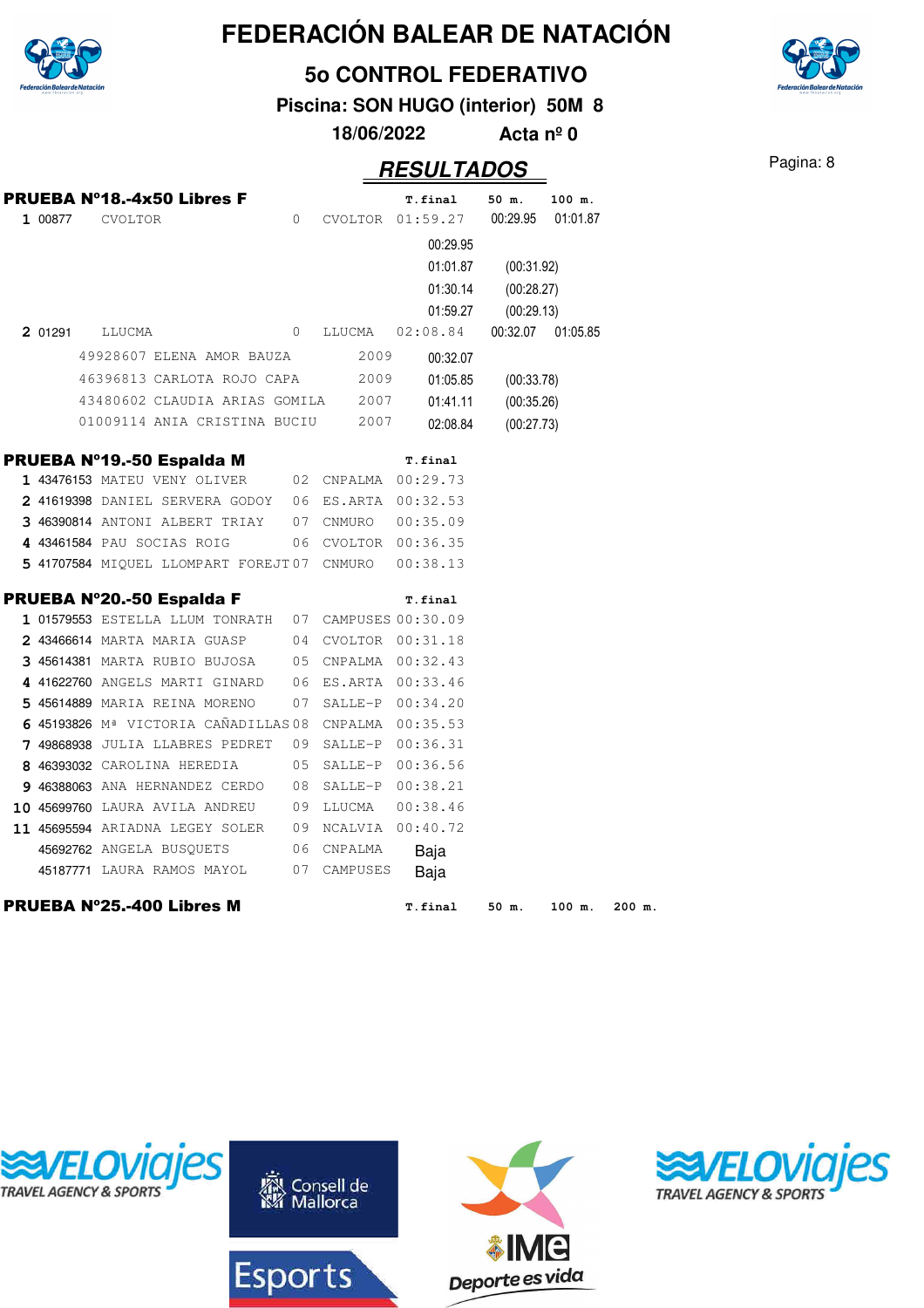# FEDERACIÓN BALEAR DE NATACIÓN

## 5o CONTROL FEDERATIVO

**Piscina: SON HUGO (interior) 50M 8**

**18/06/2022 Acta nº 0**

## RESULTADOS

### PRUEBA Nº18.-4x50 Libres F

| | | | | | T.final | 50 m. | 100 m. |
|---|---|---|---|---|---|---|---|
| 1 | 00877 | CVOLTOR | 0 | CVOLTOR | 01:59.27 | 00:29.95 | 01:01.87 |
| | | | | | 00:29.95 | | |
| | | | | | 01:01.87 | (00:31.92) | |
| | | | | | 01:30.14 | (00:28.27) | |
| | | | | | 01:59.27 | (00:29.13) | |
| 2 | 01291 | LLUCMA | 0 | LLUCMA | 02:08.84 | 00:32.07 | 01:05.85 |
| | 49928607 | ELENA AMOR BAUZA | 2009 | | 00:32.07 | | |
| | 46396813 | CARLOTA ROJO CAPA | 2009 | | 01:05.85 | (00:33.78) | |
| | 43480602 | CLAUDIA ARIAS GOMILA | 2007 | | 01:41.11 | (00:35.26) | |
| | 01009114 | ANIA CRISTINA BUCIU | 2007 | | 02:08.84 | (00:27.73) | |

### PRUEBA Nº19.-50 Espalda M

| | | | | | T.final |
|---|---|---|---|---|---|
| 1 | 43476153 | MATEU VENY OLIVER | 02 | CNPALMA | 00:29.73 |
| 2 | 41619398 | DANIEL SERVERA GODOY | 06 | ES.ARTA | 00:32.53 |
| 3 | 46390814 | ANTONI ALBERT TRIAY | 07 | CNMURO | 00:35.09 |
| 4 | 43461584 | PAU SOCIAS ROIG | 06 | CVOLTOR | 00:36.35 |
| 5 | 41707584 | MIQUEL LLOMPART FOREJT | 07 | CNMURO | 00:38.13 |

### PRUEBA Nº20.-50 Espalda F

| | | | | | T.final |
|---|---|---|---|---|---|
| 1 | 01579553 | ESTELLA LLUM TONRATH | 07 | CAMPUSES | 00:30.09 |
| 2 | 43466614 | MARTA MARIA GUASP | 04 | CVOLTOR | 00:31.18 |
| 3 | 45614381 | MARTA RUBIO BUJOSA | 05 | CNPALMA | 00:32.43 |
| 4 | 41622760 | ANGELS MARTI GINARD | 06 | ES.ARTA | 00:33.46 |
| 5 | 45614889 | MARIA REINA MORENO | 07 | SALLE-P | 00:34.20 |
| 6 | 45193826 | Mª VICTORIA CAÑADILLAS | 08 | CNPALMA | 00:35.53 |
| 7 | 49868938 | JULIA LLABRES PEDRET | 09 | SALLE-P | 00:36.31 |
| 8 | 46393032 | CAROLINA HEREDIA | 05 | SALLE-P | 00:36.56 |
| 9 | 46388063 | ANA HERNANDEZ CERDO | 08 | SALLE-P | 00:38.21 |
| 10 | 45699760 | LAURA AVILA ANDREU | 09 | LLUCMA | 00:38.46 |
| 11 | 45695594 | ARIADNA LEGEY SOLER | 09 | NCALVIA | 00:40.72 |
| | 45692762 | ANGELA BUSQUETS | 06 | CNPALMA | Baja |
| | 45187771 | LAURA RAMOS MAYOL | 07 | CAMPUSES | Baja |

### PRUEBA Nº25.-400 Libres M

| T.final | 50 m. | 100 m. | 200 m. |
|---|---|---|---|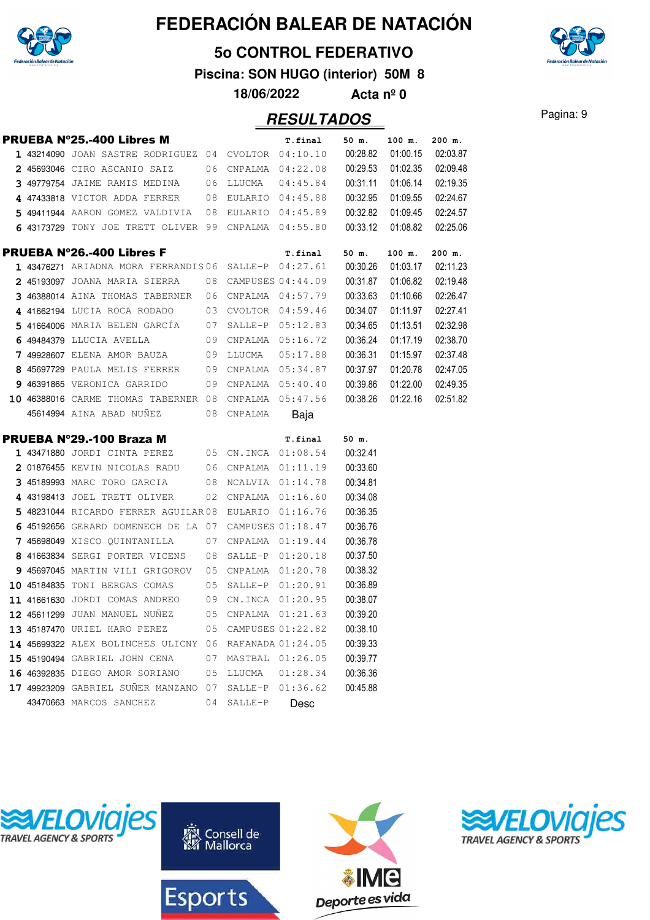# FEDERACIÓN BALEAR DE NATACIÓN

## 5o CONTROL FEDERATIVO

**Piscina: SON HUGO (interior) 50M 8**

**18/06/2022 Acta nº 0**

## RESULTADOS

### PRUEBA Nº25.-400 Libres M

| | | | | | T.final | 50 m. | 100 m. | 200 m. |
|---|---|---|---|---|---|---|---|---|
| 1 | 43214090 | JOAN SASTRE RODRIGUEZ | 04 | CVOLTOR | 04:10.10 | 00:28.82 | 01:00.15 | 02:03.87 |
| 2 | 45693046 | CIRO ASCANIO SAIZ | 06 | CNPALMA | 04:22.08 | 00:29.53 | 01:02.35 | 02:09.48 |
| 3 | 49779754 | JAIME RAMIS MEDINA | 06 | LLUCMA | 04:45.84 | 00:31.11 | 01:06.14 | 02:19.35 |
| 4 | 47433818 | VICTOR ADDA FERRER | 08 | EULARIO | 04:45.88 | 00:32.95 | 01:09.55 | 02:24.67 |
| 5 | 49411944 | AARON GOMEZ VALDIVIA | 08 | EULARIO | 04:45.89 | 00:32.82 | 01:09.45 | 02:24.57 |
| 6 | 43173729 | TONY JOE TRETT OLIVER | 99 | CNPALMA | 04:55.80 | 00:33.12 | 01:08.82 | 02:25.06 |

### PRUEBA Nº26.-400 Libres F

| | | | | | T.final | 50 m. | 100 m. | 200 m. |
|---|---|---|---|---|---|---|---|---|
| 1 | 43476271 | ARIADNA MORA FERRANDIS | 06 | SALLE-P | 04:27.61 | 00:30.26 | 01:03.17 | 02:11.23 |
| 2 | 45193097 | JOANA MARIA SIERRA | 08 | CAMPUSES | 04:44.09 | 00:31.87 | 01:06.82 | 02:19.48 |
| 3 | 46388014 | AINA THOMAS TABERNER | 06 | CNPALMA | 04:57.79 | 00:33.63 | 01:10.66 | 02:26.47 |
| 4 | 41662194 | LUCIA ROCA RODADO | 03 | CVOLTOR | 04:59.46 | 00:34.07 | 01:11.97 | 02:27.41 |
| 5 | 41664006 | MARIA BELEN GARCÍA | 07 | SALLE-P | 05:12.83 | 00:34.65 | 01:13.51 | 02:32.98 |
| 6 | 49484379 | LLUCIA AVELLA | 09 | CNPALMA | 05:16.72 | 00:36.24 | 01:17.19 | 02:38.70 |
| 7 | 49928607 | ELENA AMOR BAUZA | 09 | LLUCMA | 05:17.88 | 00:36.31 | 01:15.97 | 02:37.48 |
| 8 | 45697729 | PAULA MELIS FERRER | 09 | CNPALMA | 05:34.87 | 00:37.97 | 01:20.78 | 02:47.05 |
| 9 | 46391865 | VERONICA GARRIDO | 09 | CNPALMA | 05:40.40 | 00:39.86 | 01:22.00 | 02:49.35 |
| 10 | 46388016 | CARME THOMAS TABERNER | 08 | CNPALMA | 05:47.56 | 00:38.26 | 01:22.16 | 02:51.82 |
| | 45614994 | AINA ABAD NUÑEZ | 08 | CNPALMA | Baja | | | |

### PRUEBA Nº29.-100 Braza M

| | | | | | T.final | 50 m. |
|---|---|---|---|---|---|---|
| 1 | 43471880 | JORDI CINTA PEREZ | 05 | CN.INCA | 01:08.54 | 00:32.41 |
| 2 | 01876455 | KEVIN NICOLAS RADU | 06 | CNPALMA | 01:11.19 | 00:33.60 |
| 3 | 45189993 | MARC TORO GARCIA | 08 | NCALVIA | 01:14.78 | 00:34.81 |
| 4 | 43198413 | JOEL TRETT OLIVER | 02 | CNPALMA | 01:16.60 | 00:34.08 |
| 5 | 48231044 | RICARDO FERRER AGUILAR | 08 | EULARIO | 01:16.76 | 00:36.35 |
| 6 | 45192656 | GERARD DOMENECH DE LA | 07 | CAMPUSES | 01:18.47 | 00:36.76 |
| 7 | 45698049 | XISCO QUINTANILLA | 07 | CNPALMA | 01:19.44 | 00:36.78 |
| 8 | 41663834 | SERGI PORTER VICENS | 08 | SALLE-P | 01:20.18 | 00:37.50 |
| 9 | 45697045 | MARTIN VILI GRIGOROV | 05 | CNPALMA | 01:20.78 | 00:38.32 |
| 10 | 45184835 | TONI BERGAS COMAS | 05 | SALLE-P | 01:20.91 | 00:36.89 |
| 11 | 41661630 | JORDI COMAS ANDREO | 09 | CN.INCA | 01:20.95 | 00:38.07 |
| 12 | 45611299 | JUAN MANUEL NUÑEZ | 05 | CNPALMA | 01:21.63 | 00:39.20 |
| 13 | 45187470 | URIEL HARO PEREZ | 05 | CAMPUSES | 01:22.82 | 00:38.10 |
| 14 | 45699322 | ALEX BOLINCHES ULICNY | 06 | RAFANADA | 01:24.05 | 00:39.33 |
| 15 | 45190494 | GABRIEL JOHN CENA | 07 | MASTBAL | 01:26.05 | 00:39.77 |
| 16 | 46392835 | DIEGO AMOR SORIANO | 05 | LLUCMA | 01:28.34 | 00:36.36 |
| 17 | 49923209 | GABRIEL SUÑER MANZANO | 07 | SALLE-P | 01:36.62 | 00:45.88 |
| | 43470663 | MARCOS SANCHEZ | 04 | SALLE-P | Desc | |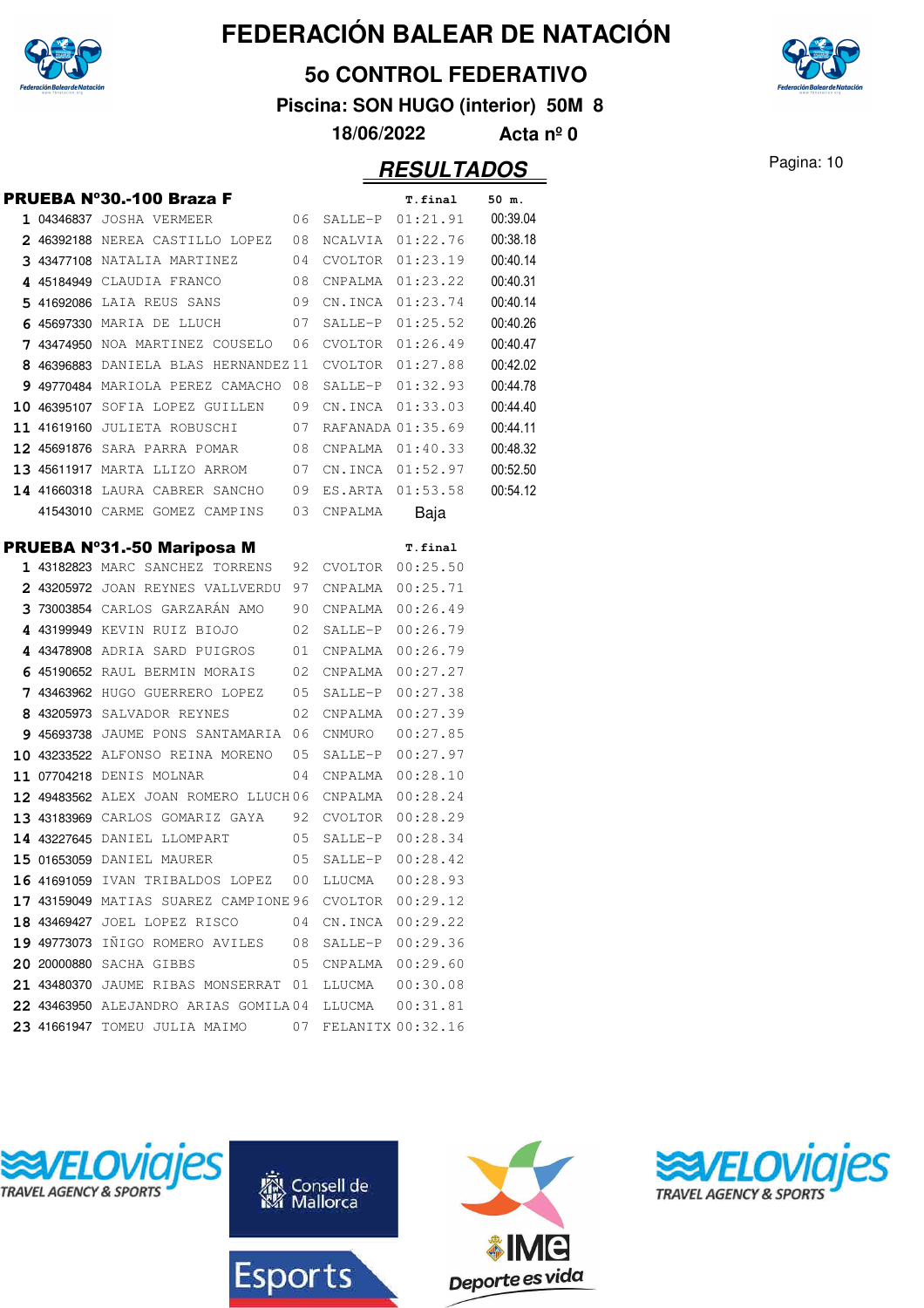# FEDERACIÓN BALEAR DE NATACIÓN

## 5o CONTROL FEDERATIVO

**Piscina: SON HUGO (interior) 50M 8**

**18/06/2022 Acta nº 0**

## RESULTADOS

### PRUEBA Nº30.-100 Braza F

| | Licencia | Nombre | Año | Club | T.final | 50 m. |
|---|---|---|---|---|---|---|
| 1 | 04346837 | JOSHA VERMEER | 06 | SALLE-P | 01:21.91 | 00:39.04 |
| 2 | 46392188 | NEREA CASTILLO LOPEZ | 08 | NCALVIA | 01:22.76 | 00:38.18 |
| 3 | 43477108 | NATALIA MARTINEZ | 04 | CVOLTOR | 01:23.19 | 00:40.14 |
| 4 | 45184949 | CLAUDIA FRANCO | 08 | CNPALMA | 01:23.22 | 00:40.31 |
| 5 | 41692086 | LAIA REUS SANS | 09 | CN.INCA | 01:23.74 | 00:40.14 |
| 6 | 45697330 | MARIA DE LLUCH | 07 | SALLE-P | 01:25.52 | 00:40.26 |
| 7 | 43474950 | NOA MARTINEZ COUSELO | 06 | CVOLTOR | 01:26.49 | 00:40.47 |
| 8 | 46396883 | DANIELA BLAS HERNANDEZ | 11 | CVOLTOR | 01:27.88 | 00:42.02 |
| 9 | 49770484 | MARIOLA PEREZ CAMACHO | 08 | SALLE-P | 01:32.93 | 00:44.78 |
| 10 | 46395107 | SOFIA LOPEZ GUILLEN | 09 | CN.INCA | 01:33.03 | 00:44.40 |
| 11 | 41619160 | JULIETA ROBUSCHI | 07 | RAFANADA | 01:35.69 | 00:44.11 |
| 12 | 45691876 | SARA PARRA POMAR | 08 | CNPALMA | 01:40.33 | 00:48.32 |
| 13 | 45611917 | MARTA LLIZO ARROM | 07 | CN.INCA | 01:52.97 | 00:52.50 |
| 14 | 41660318 | LAURA CABRER SANCHO | 09 | ES.ARTA | 01:53.58 | 00:54.12 |
| | 41543010 | CARME GOMEZ CAMPINS | 03 | CNPALMA | Baja | |

### PRUEBA Nº31.-50 Mariposa M

| | Licencia | Nombre | Año | Club | T.final |
|---|---|---|---|---|---|
| 1 | 43182823 | MARC SANCHEZ TORRENS | 92 | CVOLTOR | 00:25.50 |
| 2 | 43205972 | JOAN REYNES VALLVERDU | 97 | CNPALMA | 00:25.71 |
| 3 | 73003854 | CARLOS GARZARÁN AMO | 90 | CNPALMA | 00:26.49 |
| 4 | 43199949 | KEVIN RUIZ BIOJO | 02 | SALLE-P | 00:26.79 |
| 4 | 43478908 | ADRIA SARD PUIGROS | 01 | CNPALMA | 00:26.79 |
| 6 | 45190652 | RAUL BERMIN MORAIS | 02 | CNPALMA | 00:27.27 |
| 7 | 43463962 | HUGO GUERRERO LOPEZ | 05 | SALLE-P | 00:27.38 |
| 8 | 43205973 | SALVADOR REYNES | 02 | CNPALMA | 00:27.39 |
| 9 | 45693738 | JAUME PONS SANTAMARIA | 06 | CNMURO | 00:27.85 |
| 10 | 43233522 | ALFONSO REINA MORENO | 05 | SALLE-P | 00:27.97 |
| 11 | 07704218 | DENIS MOLNAR | 04 | CNPALMA | 00:28.10 |
| 12 | 49483562 | ALEX JOAN ROMERO LLUCH | 06 | CNPALMA | 00:28.24 |
| 13 | 43183969 | CARLOS GOMARIZ GAYA | 92 | CVOLTOR | 00:28.29 |
| 14 | 43227645 | DANIEL LLOMPART | 05 | SALLE-P | 00:28.34 |
| 15 | 01653059 | DANIEL MAURER | 05 | SALLE-P | 00:28.42 |
| 16 | 41691059 | IVAN TRIBALDOS LOPEZ | 00 | LLUCMA | 00:28.93 |
| 17 | 43159049 | MATIAS SUAREZ CAMPIONE | 96 | CVOLTOR | 00:29.12 |
| 18 | 43469427 | JOEL LOPEZ RISCO | 04 | CN.INCA | 00:29.22 |
| 19 | 49773073 | IÑIGO ROMERO AVILES | 08 | SALLE-P | 00:29.36 |
| 20 | 20000880 | SACHA GIBBS | 05 | CNPALMA | 00:29.60 |
| 21 | 43480370 | JAUME RIBAS MONSERRAT | 01 | LLUCMA | 00:30.08 |
| 22 | 43463950 | ALEJANDRO ARIAS GOMILA | 04 | LLUCMA | 00:31.81 |
| 23 | 41661947 | TOMEU JULIA MAIMO | 07 | FELANITX | 00:32.16 |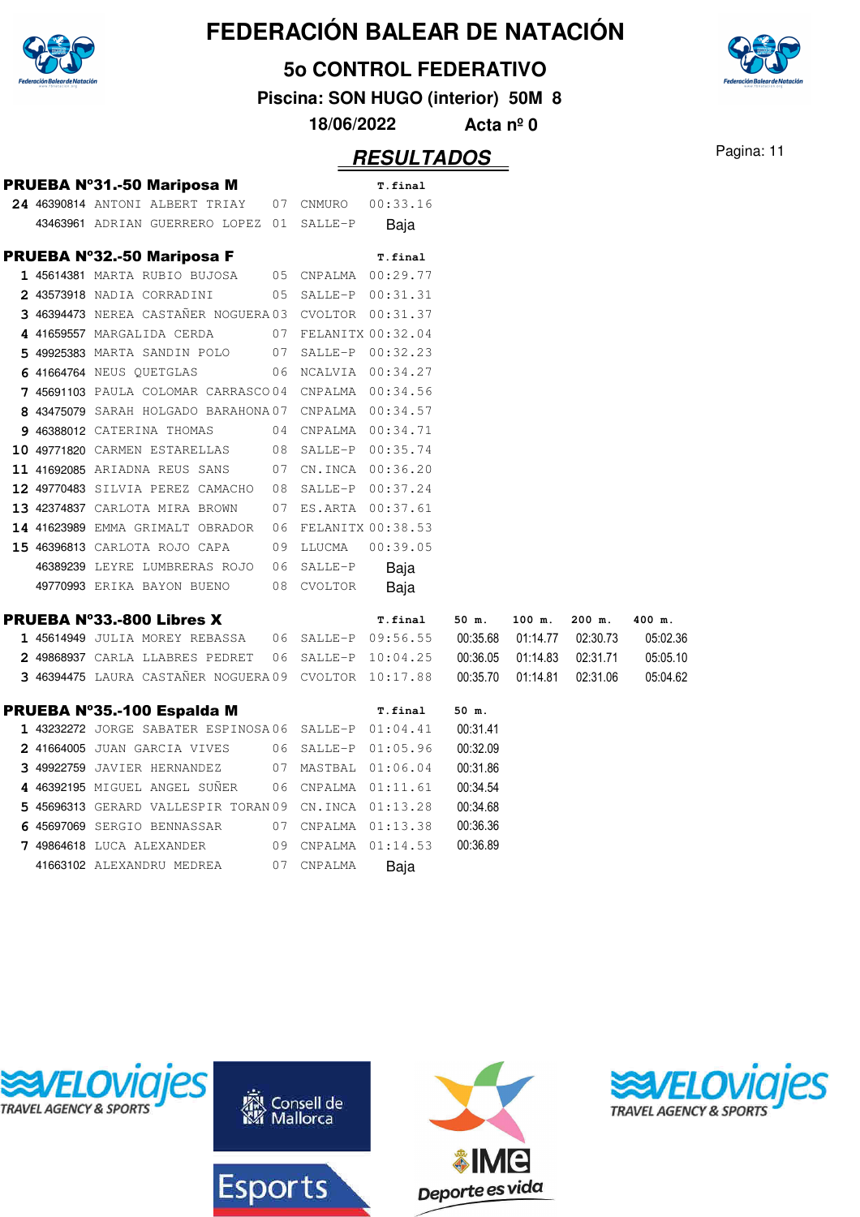# FEDERACIÓN BALEAR DE NATACIÓN

## 5o CONTROL FEDERATIVO

**Piscina: SON HUGO (interior) 50M 8**

**18/06/2022 Acta nº 0**

## RESULTADOS

### PRUEBA Nº31.-50 Mariposa M

| | | | | | T.final |
|---|---|---|---|---|---|
| 24 | 46390814 | ANTONI ALBERT TRIAY | 07 | CNMURO | 00:33.16 |
| | 43463961 | ADRIAN GUERRERO LOPEZ | 01 | SALLE-P | Baja |

### PRUEBA Nº32.-50 Mariposa F

| | | | | | T.final |
|---|---|---|---|---|---|
| 1 | 45614381 | MARTA RUBIO BUJOSA | 05 | CNPALMA | 00:29.77 |
| 2 | 43573918 | NADIA CORRADINI | 05 | SALLE-P | 00:31.31 |
| 3 | 46394473 | NEREA CASTAÑER NOGUERA | 03 | CVOLTOR | 00:31.37 |
| 4 | 41659557 | MARGALIDA CERDA | 07 | FELANITX | 00:32.04 |
| 5 | 49925383 | MARTA SANDIN POLO | 07 | SALLE-P | 00:32.23 |
| 6 | 41664764 | NEUS QUETGLAS | 06 | NCALVIA | 00:34.27 |
| 7 | 45691103 | PAULA COLOMAR CARRASCO | 04 | CNPALMA | 00:34.56 |
| 8 | 43475079 | SARAH HOLGADO BARAHONA | 07 | CNPALMA | 00:34.57 |
| 9 | 46388012 | CATERINA THOMAS | 04 | CNPALMA | 00:34.71 |
| 10 | 49771820 | CARMEN ESTARELLAS | 08 | SALLE-P | 00:35.74 |
| 11 | 41692085 | ARIADNA REUS SANS | 07 | CN.INCA | 00:36.20 |
| 12 | 49770483 | SILVIA PEREZ CAMACHO | 08 | SALLE-P | 00:37.24 |
| 13 | 42374837 | CARLOTA MIRA BROWN | 07 | ES.ARTA | 00:37.61 |
| 14 | 41623989 | EMMA GRIMALT OBRADOR | 06 | FELANITX | 00:38.53 |
| 15 | 46396813 | CARLOTA ROJO CAPA | 09 | LLUCMA | 00:39.05 |
| | 46389239 | LEYRE LUMBRERAS ROJO | 06 | SALLE-P | Baja |
| | 49770993 | ERIKA BAYON BUENO | 08 | CVOLTOR | Baja |

### PRUEBA Nº33.-800 Libres X

| | | | | | T.final | 50 m. | 100 m. | 200 m. | 400 m. |
|---|---|---|---|---|---|---|---|---|---|
| 1 | 45614949 | JULIA MOREY REBASSA | 06 | SALLE-P | 09:56.55 | 00:35.68 | 01:14.77 | 02:30.73 | 05:02.36 |
| 2 | 49868937 | CARLA LLABRES PEDRET | 06 | SALLE-P | 10:04.25 | 00:36.05 | 01:14.83 | 02:31.71 | 05:05.10 |
| 3 | 46394475 | LAURA CASTAÑER NOGUERA | 09 | CVOLTOR | 10:17.88 | 00:35.70 | 01:14.81 | 02:31.06 | 05:04.62 |

### PRUEBA Nº35.-100 Espalda M

| | | | | | T.final | 50 m. |
|---|---|---|---|---|---|---|
| 1 | 43232272 | JORGE SABATER ESPINOSA | 06 | SALLE-P | 01:04.41 | 00:31.41 |
| 2 | 41664005 | JUAN GARCIA VIVES | 06 | SALLE-P | 01:05.96 | 00:32.09 |
| 3 | 49922759 | JAVIER HERNANDEZ | 07 | MASTBAL | 01:06.04 | 00:31.86 |
| 4 | 46392195 | MIGUEL ANGEL SUÑER | 06 | CNPALMA | 01:11.61 | 00:34.54 |
| 5 | 45696313 | GERARD VALLESPIR TORAN | 09 | CN.INCA | 01:13.28 | 00:34.68 |
| 6 | 45697069 | SERGIO BENNASSAR | 07 | CNPALMA | 01:13.38 | 00:36.36 |
| 7 | 49864618 | LUCA ALEXANDER | 09 | CNPALMA | 01:14.53 | 00:36.89 |
| | 41663102 | ALEXANDRU MEDREA | 07 | CNPALMA | Baja | |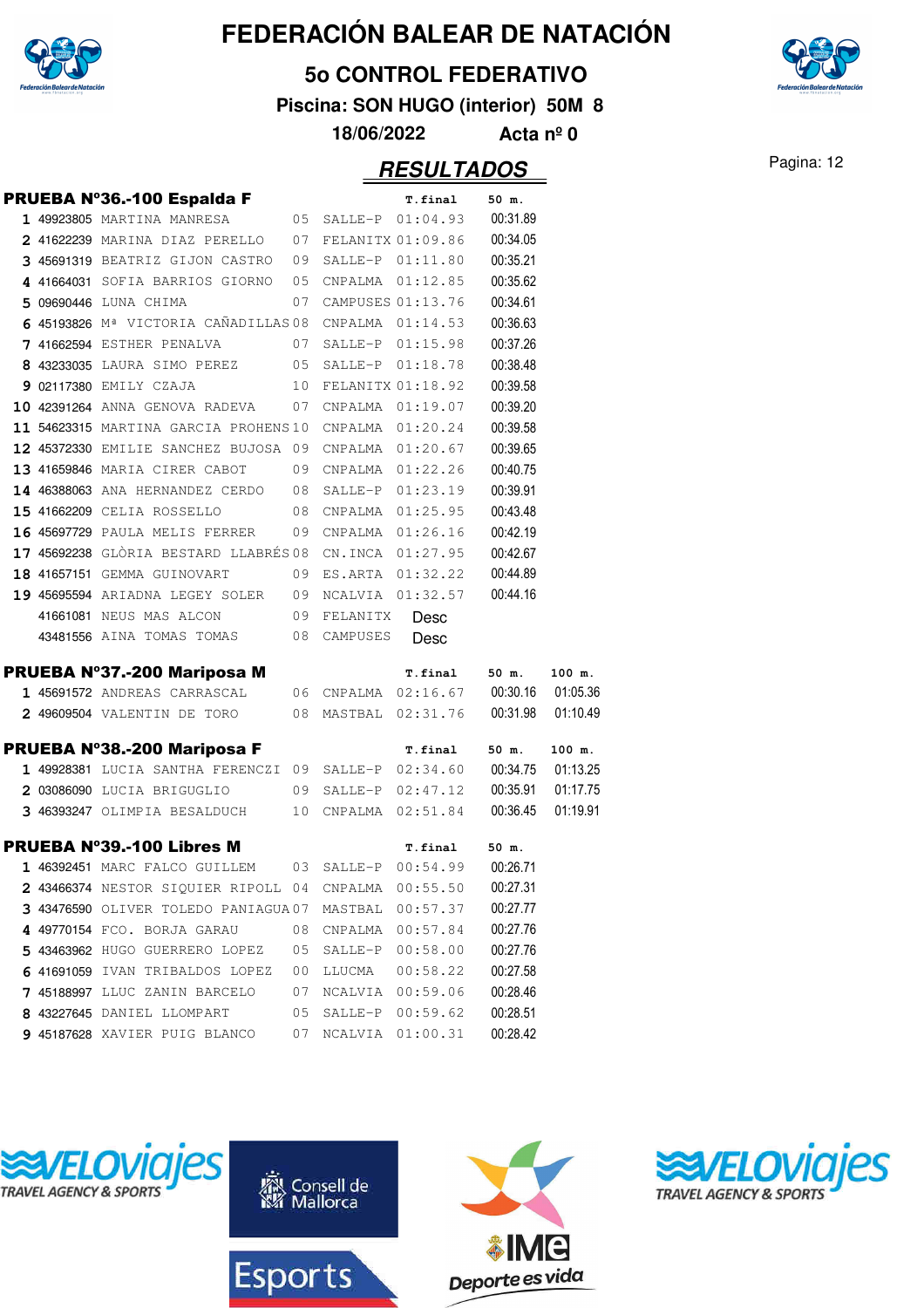# FEDERACIÓN BALEAR DE NATACIÓN

## 5o CONTROL FEDERATIVO

**Piscina: SON HUGO (interior) 50M 8**

**18/06/2022 Acta nº 0**

## RESULTADOS

### PRUEBA Nº36.-100 Espalda F

| | | | | | T.final | 50 m. |
|---|---|---|---|---|---|---|
| 1 | 49923805 | MARTINA MANRESA | 05 | SALLE-P | 01:04.93 | 00:31.89 |
| 2 | 41622239 | MARINA DIAZ PERELLO | 07 | FELANITX | 01:09.86 | 00:34.05 |
| 3 | 45691319 | BEATRIZ GIJON CASTRO | 09 | SALLE-P | 01:11.80 | 00:35.21 |
| 4 | 41664031 | SOFIA BARRIOS GIORNO | 05 | CNPALMA | 01:12.85 | 00:35.62 |
| 5 | 09690446 | LUNA CHIMA | 07 | CAMPUSES | 01:13.76 | 00:34.61 |
| 6 | 45193826 | Mª VICTORIA CAÑADILLAS | 08 | CNPALMA | 01:14.53 | 00:36.63 |
| 7 | 41662594 | ESTHER PENALVA | 07 | SALLE-P | 01:15.98 | 00:37.26 |
| 8 | 43233035 | LAURA SIMO PEREZ | 05 | SALLE-P | 01:18.78 | 00:38.48 |
| 9 | 02117380 | EMILY CZAJA | 10 | FELANITX | 01:18.92 | 00:39.58 |
| 10 | 42391264 | ANNA GENOVA RADEVA | 07 | CNPALMA | 01:19.07 | 00:39.20 |
| 11 | 54623315 | MARTINA GARCIA PROHENS | 10 | CNPALMA | 01:20.24 | 00:39.58 |
| 12 | 45372330 | EMILIE SANCHEZ BUJOSA | 09 | CNPALMA | 01:20.67 | 00:39.65 |
| 13 | 41659846 | MARIA CIRER CABOT | 09 | CNPALMA | 01:22.26 | 00:40.75 |
| 14 | 46388063 | ANA HERNANDEZ CERDO | 08 | SALLE-P | 01:23.19 | 00:39.91 |
| 15 | 41662209 | CELIA ROSSELLO | 08 | CNPALMA | 01:25.95 | 00:43.48 |
| 16 | 45697729 | PAULA MELIS FERRER | 09 | CNPALMA | 01:26.16 | 00:42.19 |
| 17 | 45692238 | GLÒRIA BESTARD LLABRÉS | 08 | CN.INCA | 01:27.95 | 00:42.67 |
| 18 | 41657151 | GEMMA GUINOVART | 09 | ES.ARTA | 01:32.22 | 00:44.89 |
| 19 | 45695594 | ARIADNA LEGEY SOLER | 09 | NCALVIA | 01:32.57 | 00:44.16 |
| | 41661081 | NEUS MAS ALCON | 09 | FELANITX | Desc | |
| | 43481556 | AINA TOMAS TOMAS | 08 | CAMPUSES | Desc | |

### PRUEBA Nº37.-200 Mariposa M

| | | | | | T.final | 50 m. | 100 m. |
|---|---|---|---|---|---|---|---|
| 1 | 45691572 | ANDREAS CARRASCAL | 06 | CNPALMA | 02:16.67 | 00:30.16 | 01:05.36 |
| 2 | 49609504 | VALENTIN DE TORO | 08 | MASTBAL | 02:31.76 | 00:31.98 | 01:10.49 |

### PRUEBA Nº38.-200 Mariposa F

| | | | | | T.final | 50 m. | 100 m. |
|---|---|---|---|---|---|---|---|
| 1 | 49928381 | LUCIA SANTHA FERENCZI | 09 | SALLE-P | 02:34.60 | 00:34.75 | 01:13.25 |
| 2 | 03086090 | LUCIA BRIGUGLIO | 09 | SALLE-P | 02:47.12 | 00:35.91 | 01:17.75 |
| 3 | 46393247 | OLIMPIA BESALDUCH | 10 | CNPALMA | 02:51.84 | 00:36.45 | 01:19.91 |

### PRUEBA Nº39.-100 Libres M

| | | | | | T.final | 50 m. |
|---|---|---|---|---|---|---|
| 1 | 46392451 | MARC FALCO GUILLEM | 03 | SALLE-P | 00:54.99 | 00:26.71 |
| 2 | 43466374 | NESTOR SIQUIER RIPOLL | 04 | CNPALMA | 00:55.50 | 00:27.31 |
| 3 | 43476590 | OLIVER TOLEDO PANIAGUA | 07 | MASTBAL | 00:57.37 | 00:27.77 |
| 4 | 49770154 | FCO. BORJA GARAU | 08 | CNPALMA | 00:57.84 | 00:27.76 |
| 5 | 43463962 | HUGO GUERRERO LOPEZ | 05 | SALLE-P | 00:58.00 | 00:27.76 |
| 6 | 41691059 | IVAN TRIBALDOS LOPEZ | 00 | LLUCMA | 00:58.22 | 00:27.58 |
| 7 | 45188997 | LLUC ZANIN BARCELO | 07 | NCALVIA | 00:59.06 | 00:28.46 |
| 8 | 43227645 | DANIEL LLOMPART | 05 | SALLE-P | 00:59.62 | 00:28.51 |
| 9 | 45187628 | XAVIER PUIG BLANCO | 07 | NCALVIA | 01:00.31 | 00:28.42 |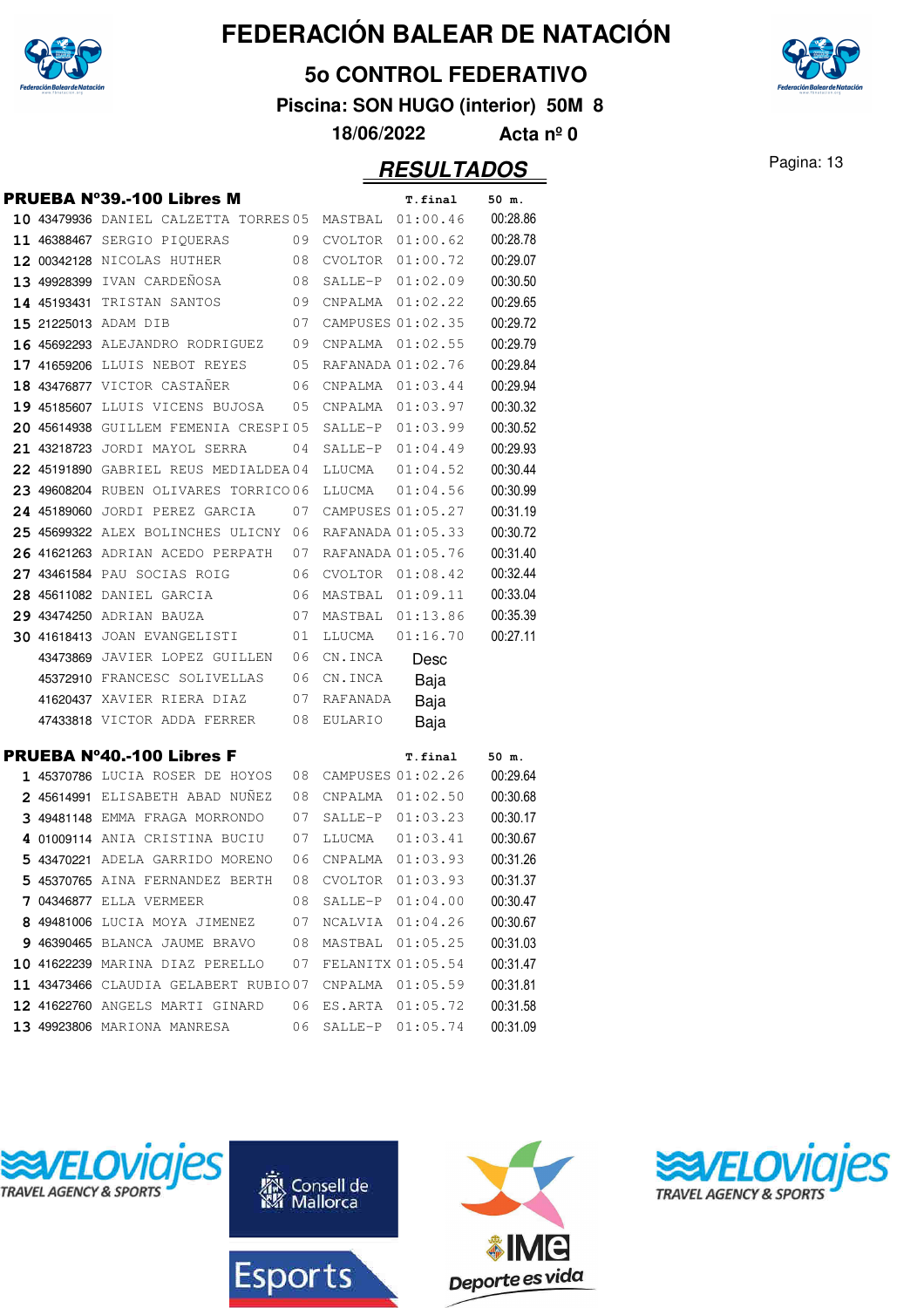# FEDERACIÓN BALEAR DE NATACIÓN

## 5o CONTROL FEDERATIVO

**Piscina: SON HUGO (interior) 50M 8**

**18/06/2022 Acta nº 0**

## RESULTADOS

### PRUEBA Nº39.-100 Libres M

| Pos | Licencia | Nombre | Año | Club | T.final | 50 m. |
|---|---|---|---|---|---|---|
| 10 | 43479936 | DANIEL CALZETTA TORRES | 05 | MASTBAL | 01:00.46 | 00:28.86 |
| 11 | 46388467 | SERGIO PIQUERAS | 09 | CVOLTOR | 01:00.62 | 00:28.78 |
| 12 | 00342128 | NICOLAS HUTHER | 08 | CVOLTOR | 01:00.72 | 00:29.07 |
| 13 | 49928399 | IVAN CARDEÑOSA | 08 | SALLE-P | 01:02.09 | 00:30.50 |
| 14 | 45193431 | TRISTAN SANTOS | 09 | CNPALMA | 01:02.22 | 00:29.65 |
| 15 | 21225013 | ADAM DIB | 07 | CAMPUSES | 01:02.35 | 00:29.72 |
| 16 | 45692293 | ALEJANDRO RODRIGUEZ | 09 | CNPALMA | 01:02.55 | 00:29.79 |
| 17 | 41659206 | LLUIS NEBOT REYES | 05 | RAFANADA | 01:02.76 | 00:29.84 |
| 18 | 43476877 | VICTOR CASTAÑER | 06 | CNPALMA | 01:03.44 | 00:29.94 |
| 19 | 45185607 | LLUIS VICENS BUJOSA | 05 | CNPALMA | 01:03.97 | 00:30.32 |
| 20 | 45614938 | GUILLEM FEMENIA CRESPI | 05 | SALLE-P | 01:03.99 | 00:30.52 |
| 21 | 43218723 | JORDI MAYOL SERRA | 04 | SALLE-P | 01:04.49 | 00:29.93 |
| 22 | 45191890 | GABRIEL REUS MEDIALDEA | 04 | LLUCMA | 01:04.52 | 00:30.44 |
| 23 | 49608204 | RUBEN OLIVARES TORRICO | 06 | LLUCMA | 01:04.56 | 00:30.99 |
| 24 | 45189060 | JORDI PEREZ GARCIA | 07 | CAMPUSES | 01:05.27 | 00:31.19 |
| 25 | 45699322 | ALEX BOLINCHES ULICNY | 06 | RAFANADA | 01:05.33 | 00:30.72 |
| 26 | 41621263 | ADRIAN ACEDO PERPATH | 07 | RAFANADA | 01:05.76 | 00:31.40 |
| 27 | 43461584 | PAU SOCIAS ROIG | 06 | CVOLTOR | 01:08.42 | 00:32.44 |
| 28 | 45611082 | DANIEL GARCIA | 06 | MASTBAL | 01:09.11 | 00:33.04 |
| 29 | 43474250 | ADRIAN BAUZA | 07 | MASTBAL | 01:13.86 | 00:35.39 |
| 30 | 41618413 | JOAN EVANGELISTI | 01 | LLUCMA | 01:16.70 | 00:27.11 |
| | 43473869 | JAVIER LOPEZ GUILLEN | 06 | CN.INCA | Desc | |
| | 45372910 | FRANCESC SOLIVELLAS | 06 | CN.INCA | Baja | |
| | 41620437 | XAVIER RIERA DIAZ | 07 | RAFANADA | Baja | |
| | 47433818 | VICTOR ADDA FERRER | 08 | EULARIO | Baja | |

### PRUEBA Nº40.-100 Libres F

| Pos | Licencia | Nombre | Año | Club | T.final | 50 m. |
|---|---|---|---|---|---|---|
| 1 | 45370786 | LUCIA ROSER DE HOYOS | 08 | CAMPUSES | 01:02.26 | 00:29.64 |
| 2 | 45614991 | ELISABETH ABAD NUÑEZ | 08 | CNPALMA | 01:02.50 | 00:30.68 |
| 3 | 49481148 | EMMA FRAGA MORRONDO | 07 | SALLE-P | 01:03.23 | 00:30.17 |
| 4 | 01009114 | ANIA CRISTINA BUCIU | 07 | LLUCMA | 01:03.41 | 00:30.67 |
| 5 | 43470221 | ADELA GARRIDO MORENO | 06 | CNPALMA | 01:03.93 | 00:31.26 |
| 5 | 45370765 | AINA FERNANDEZ BERTH | 08 | CVOLTOR | 01:03.93 | 00:31.37 |
| 7 | 04346877 | ELLA VERMEER | 08 | SALLE-P | 01:04.00 | 00:30.47 |
| 8 | 49481006 | LUCIA MOYA JIMENEZ | 07 | NCALVIA | 01:04.26 | 00:30.67 |
| 9 | 46390465 | BLANCA JAUME BRAVO | 08 | MASTBAL | 01:05.25 | 00:31.03 |
| 10 | 41622239 | MARINA DIAZ PERELLO | 07 | FELANITX | 01:05.54 | 00:31.47 |
| 11 | 43473466 | CLAUDIA GELABERT RUBIO | 07 | CNPALMA | 01:05.59 | 00:31.81 |
| 12 | 41622760 | ANGELS MARTI GINARD | 06 | ES.ARTA | 01:05.72 | 00:31.58 |
| 13 | 49923806 | MARIONA MANRESA | 06 | SALLE-P | 01:05.74 | 00:31.09 |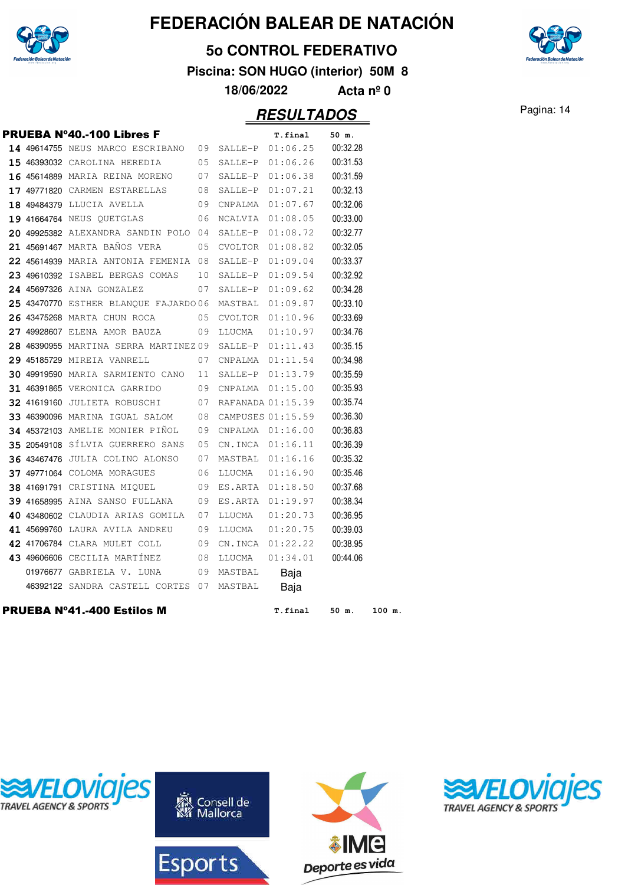# FEDERACIÓN BALEAR DE NATACIÓN

## 5o CONTROL FEDERATIVO

**Piscina: SON HUGO (interior) 50M 8**

**18/06/2022 Acta nº 0**

## *RESULTADOS*

### PRUEBA Nº40.-100 Libres F

| | | | | | T.final | 50 m. |
|---|---|---|---|---|---|---|
| 14 | 49614755 | NEUS MARCO ESCRIBANO | 09 | SALLE-P | 01:06.25 | 00:32.28 |
| 15 | 46393032 | CAROLINA HEREDIA | 05 | SALLE-P | 01:06.26 | 00:31.53 |
| 16 | 45614889 | MARIA REINA MORENO | 07 | SALLE-P | 01:06.38 | 00:31.59 |
| 17 | 49771820 | CARMEN ESTARELLAS | 08 | SALLE-P | 01:07.21 | 00:32.13 |
| 18 | 49484379 | LLUCIA AVELLA | 09 | CNPALMA | 01:07.67 | 00:32.06 |
| 19 | 41664764 | NEUS QUETGLAS | 06 | NCALVIA | 01:08.05 | 00:33.00 |
| 20 | 49925382 | ALEXANDRA SANDIN POLO | 04 | SALLE-P | 01:08.72 | 00:32.77 |
| 21 | 45691467 | MARTA BAÑOS VERA | 05 | CVOLTOR | 01:08.82 | 00:32.05 |
| 22 | 45614939 | MARIA ANTONIA FEMENIA | 08 | SALLE-P | 01:09.04 | 00:33.37 |
| 23 | 49610392 | ISABEL BERGAS COMAS | 10 | SALLE-P | 01:09.54 | 00:32.92 |
| 24 | 45697326 | AINA GONZALEZ | 07 | SALLE-P | 01:09.62 | 00:34.28 |
| 25 | 43470770 | ESTHER BLANQUE FAJARDO | 06 | MASTBAL | 01:09.87 | 00:33.10 |
| 26 | 43475268 | MARTA CHUN ROCA | 05 | CVOLTOR | 01:10.96 | 00:33.69 |
| 27 | 49928607 | ELENA AMOR BAUZA | 09 | LLUCMA | 01:10.97 | 00:34.76 |
| 28 | 46390955 | MARTINA SERRA MARTINEZ | 09 | SALLE-P | 01:11.43 | 00:35.15 |
| 29 | 45185729 | MIREIA VANRELL | 07 | CNPALMA | 01:11.54 | 00:34.98 |
| 30 | 49919590 | MARIA SARMIENTO CANO | 11 | SALLE-P | 01:13.79 | 00:35.59 |
| 31 | 46391865 | VERONICA GARRIDO | 09 | CNPALMA | 01:15.00 | 00:35.93 |
| 32 | 41619160 | JULIETA ROBUSCHI | 07 | RAFANADA | 01:15.39 | 00:35.74 |
| 33 | 46390096 | MARINA IGUAL SALOM | 08 | CAMPUSES | 01:15.59 | 00:36.30 |
| 34 | 45372103 | AMELIE MONIER PIÑOL | 09 | CNPALMA | 01:16.00 | 00:36.83 |
| 35 | 20549108 | SÍLVIA GUERRERO SANS | 05 | CN.INCA | 01:16.11 | 00:36.39 |
| 36 | 43467476 | JULIA COLINO ALONSO | 07 | MASTBAL | 01:16.16 | 00:35.32 |
| 37 | 49771064 | COLOMA MORAGUES | 06 | LLUCMA | 01:16.90 | 00:35.46 |
| 38 | 41691791 | CRISTINA MIQUEL | 09 | ES.ARTA | 01:18.50 | 00:37.68 |
| 39 | 41658995 | AINA SANSO FULLANA | 09 | ES.ARTA | 01:19.97 | 00:38.34 |
| 40 | 43480602 | CLAUDIA ARIAS GOMILA | 07 | LLUCMA | 01:20.73 | 00:36.95 |
| 41 | 45699760 | LAURA AVILA ANDREU | 09 | LLUCMA | 01:20.75 | 00:39.03 |
| 42 | 41706784 | CLARA MULET COLL | 09 | CN.INCA | 01:22.22 | 00:38.95 |
| 43 | 49606606 | CECILIA MARTÍNEZ | 08 | LLUCMA | 01:34.01 | 00:44.06 |
| | 01976677 | GABRIELA V. LUNA | 09 | MASTBAL | Baja | |
| | 46392122 | SANDRA CASTELL CORTES | 07 | MASTBAL | Baja | |

### PRUEBA Nº41.-400 Estilos M

| T.final | 50 m. | 100 m. |
|---|---|---|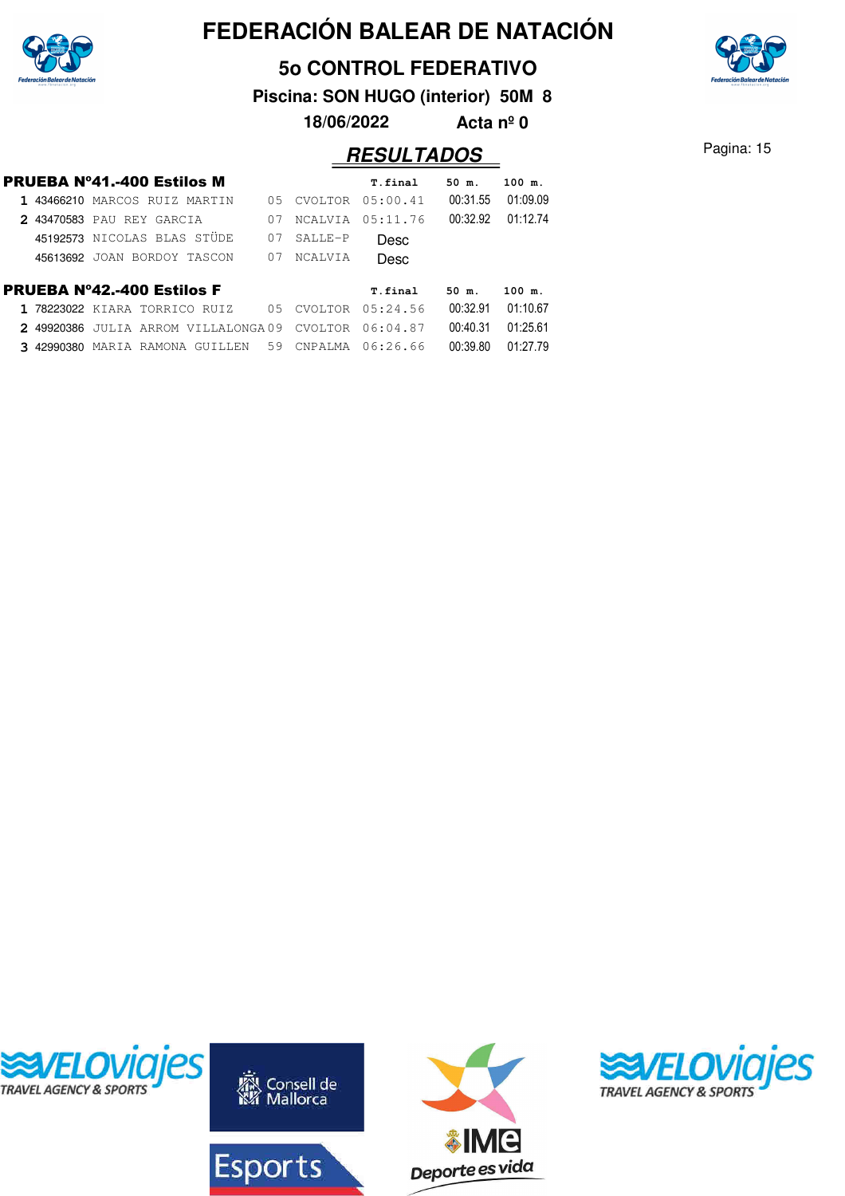# FEDERACIÓN BALEAR DE NATACIÓN

## 5o CONTROL FEDERATIVO

**Piscina: SON HUGO (interior) 50M 8**

**18/06/2022 Acta nº 0**

## RESULTADOS

### PRUEBA Nº41.-400 Estilos M

| | | | | | T.final | 50 m. | 100 m. |
|---|---|---|---|---|---|---|---|
| 1 | 43466210 | MARCOS RUIZ MARTIN | 05 | CVOLTOR | 05:00.41 | 00:31.55 | 01:09.09 |
| 2 | 43470583 | PAU REY GARCIA | 07 | NCALVIA | 05:11.76 | 00:32.92 | 01:12.74 |
| | 45192573 | NICOLAS BLAS STÜDE | 07 | SALLE-P | Desc | | |
| | 45613692 | JOAN BORDOY TASCON | 07 | NCALVIA | Desc | | |

### PRUEBA Nº42.-400 Estilos F

| | | | | | T.final | 50 m. | 100 m. |
|---|---|---|---|---|---|---|---|
| 1 | 78223022 | KIARA TORRICO RUIZ | 05 | CVOLTOR | 05:24.56 | 00:32.91 | 01:10.67 |
| 2 | 49920386 | JULIA ARROM VILLALONGA | 09 | CVOLTOR | 06:04.87 | 00:40.31 | 01:25.61 |
| 3 | 42990380 | MARIA RAMONA GUILLEN | 59 | CNPALMA | 06:26.66 | 00:39.80 | 01:27.79 |